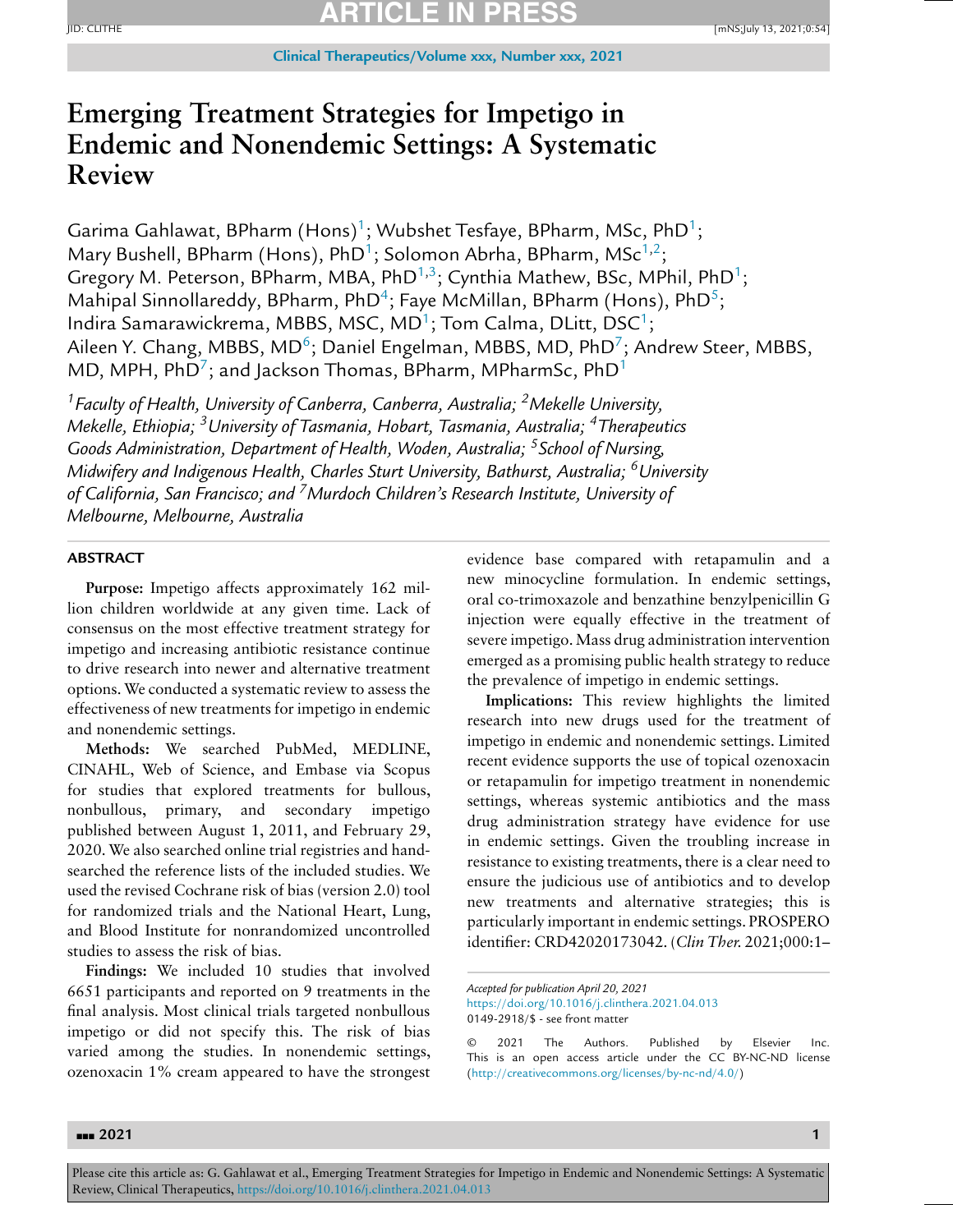# Emerging Treatment Strategies for Impetigo in Endemic and Nonendemic Settings: A Systematic Review

Garima Gahlawat, BPharm (Hons)[1]; Wubshet Tesfaye, BPharm, MSc, PhD[1]; Mary Bushell, BPharm (Hons), PhD[1]; Solomon Abrha, BPharm, MSc[1,2]; Gregory M. Peterson, BPharm, MBA, PhD[1,3]; Cynthia Mathew, BSc, MPhil, PhD[1]; Mahipal Sinnollareddy, BPharm, PhD[4]; Faye McMillan, BPharm (Hons), PhD[5]; Indira Samarawickrema, MBBS, MSC, MD[1]; Tom Calma, DLitt, DSC[1]; Aileen Y. Chang, MBBS, MD[6]; Daniel Engelman, MBBS, MD, PhD[7]; Andrew Steer, MBBS, MD, MPH, PhD[7]; and Jackson Thomas, BPharm, MPharmSc, PhD[1]

*[1]Faculty of Health, University of Canberra, Canberra, Australia; [2]Mekelle University, Mekelle, Ethiopia; [3]University of Tasmania, Hobart, Tasmania, Australia; [4]Therapeutics Goods Administration, Department of Health, Woden, Australia; [5]School of Nursing, Midwifery and Indigenous Health, Charles Sturt University, Bathurst, Australia; [6]University of California, San Francisco; and [7]Murdoch Children's Research Institute, University of Melbourne, Melbourne, Australia*

## ABSTRACT

**Purpose:** Impetigo affects approximately 162 million children worldwide at any given time. Lack of consensus on the most effective treatment strategy for impetigo and increasing antibiotic resistance continue to drive research into newer and alternative treatment options. We conducted a systematic review to assess the effectiveness of new treatments for impetigo in endemic and nonendemic settings.

**Methods:** We searched PubMed, MEDLINE, CINAHL, Web of Science, and Embase via Scopus for studies that explored treatments for bullous, nonbullous, primary, and secondary impetigo published between August 1, 2011, and February 29, 2020. We also searched online trial registries and hand-searched the reference lists of the included studies. We used the revised Cochrane risk of bias (version 2.0) tool for randomized trials and the National Heart, Lung, and Blood Institute for nonrandomized uncontrolled studies to assess the risk of bias.

**Findings:** We included 10 studies that involved 6651 participants and reported on 9 treatments in the final analysis. Most clinical trials targeted nonbullous impetigo or did not specify this. The risk of bias varied among the studies. In nonendemic settings, ozenoxacin 1% cream appeared to have the strongest evidence base compared with retapamulin and a new minocycline formulation. In endemic settings, oral co-trimoxazole and benzathine benzylpenicillin G injection were equally effective in the treatment of severe impetigo. Mass drug administration intervention emerged as a promising public health strategy to reduce the prevalence of impetigo in endemic settings.

**Implications:** This review highlights the limited research into new drugs used for the treatment of impetigo in endemic and nonendemic settings. Limited recent evidence supports the use of topical ozenoxacin or retapamulin for impetigo treatment in nonendemic settings, whereas systemic antibiotics and the mass drug administration strategy have evidence for use in endemic settings. Given the troubling increase in resistance to existing treatments, there is a clear need to ensure the judicious use of antibiotics and to develop new treatments and alternative strategies; this is particularly important in endemic settings. PROSPERO identifier: CRD42020173042. (*Clin Ther.* 2021;000:1–

*Accepted for publication April 20, 2021*
https://doi.org/10.1016/j.clinthera.2021.04.013
0149-2918/$ - see front matter

© 2021 The Authors. Published by Elsevier Inc. This is an open access article under the CC BY-NC-ND license (http://creativecommons.org/licenses/by-nc-nd/4.0/)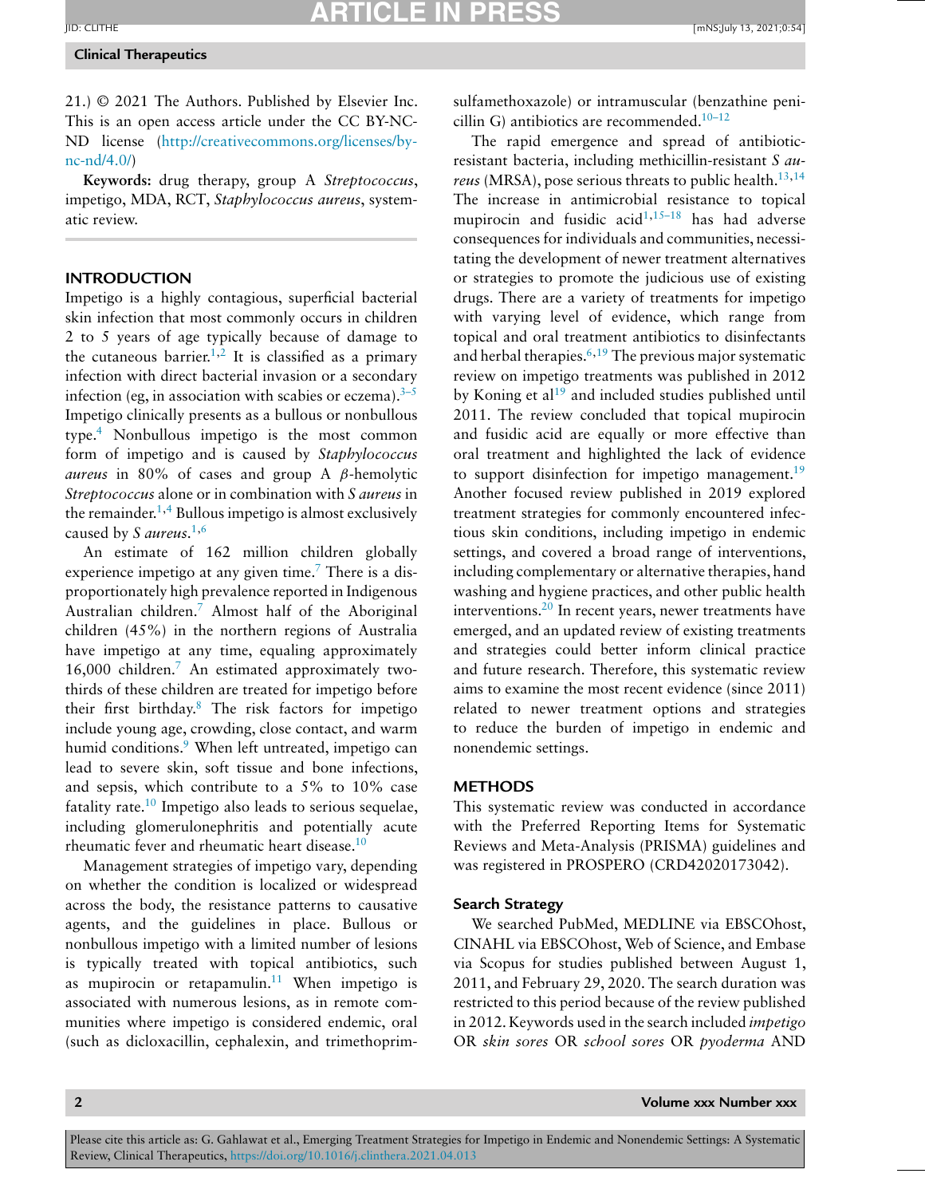21.) © 2021 The Authors. Published by Elsevier Inc. This is an open access article under the CC BY-NC-ND license (http://creativecommons.org/licenses/by-nc-nd/4.0/)

**Keywords:** drug therapy, group A *Streptococcus*, impetigo, MDA, RCT, *Staphylococcus aureus*, systematic review.

## INTRODUCTION

Impetigo is a highly contagious, superficial bacterial skin infection that most commonly occurs in children 2 to 5 years of age typically because of damage to the cutaneous barrier.[1,2] It is classified as a primary infection with direct bacterial invasion or a secondary infection (eg, in association with scabies or eczema).[3–5] Impetigo clinically presents as a bullous or nonbullous type.[4] Nonbullous impetigo is the most common form of impetigo and is caused by *Staphylococcus aureus* in 80% of cases and group A $\beta$-hemolytic *Streptococcus* alone or in combination with *S aureus* in the remainder.[1,4] Bullous impetigo is almost exclusively caused by *S aureus*.[1,6]

An estimate of 162 million children globally experience impetigo at any given time.[7] There is a disproportionately high prevalence reported in Indigenous Australian children.[7] Almost half of the Aboriginal children (45%) in the northern regions of Australia have impetigo at any time, equaling approximately 16,000 children.[7] An estimated approximately two-thirds of these children are treated for impetigo before their first birthday.[8] The risk factors for impetigo include young age, crowding, close contact, and warm humid conditions.[9] When left untreated, impetigo can lead to severe skin, soft tissue and bone infections, and sepsis, which contribute to a 5% to 10% case fatality rate.[10] Impetigo also leads to serious sequelae, including glomerulonephritis and potentially acute rheumatic fever and rheumatic heart disease.[10]

Management strategies of impetigo vary, depending on whether the condition is localized or widespread across the body, the resistance patterns to causative agents, and the guidelines in place. Bullous or nonbullous impetigo with a limited number of lesions is typically treated with topical antibiotics, such as mupirocin or retapamulin.[11] When impetigo is associated with numerous lesions, as in remote communities where impetigo is considered endemic, oral (such as dicloxacillin, cephalexin, and trimethoprim-sulfamethoxazole) or intramuscular (benzathine penicillin G) antibiotics are recommended.[10–12]

The rapid emergence and spread of antibiotic-resistant bacteria, including methicillin-resistant *S aureus* (MRSA), pose serious threats to public health.[13,14] The increase in antimicrobial resistance to topical mupirocin and fusidic acid[1,15–18] has had adverse consequences for individuals and communities, necessitating the development of newer treatment alternatives or strategies to promote the judicious use of existing drugs. There are a variety of treatments for impetigo with varying level of evidence, which range from topical and oral treatment antibiotics to disinfectants and herbal therapies.[6,19] The previous major systematic review on impetigo treatments was published in 2012 by Koning et al[19] and included studies published until 2011. The review concluded that topical mupirocin and fusidic acid are equally or more effective than oral treatment and highlighted the lack of evidence to support disinfection for impetigo management.[19] Another focused review published in 2019 explored treatment strategies for commonly encountered infectious skin conditions, including impetigo in endemic settings, and covered a broad range of interventions, including complementary or alternative therapies, hand washing and hygiene practices, and other public health interventions.[20] In recent years, newer treatments have emerged, and an updated review of existing treatments and strategies could better inform clinical practice and future research. Therefore, this systematic review aims to examine the most recent evidence (since 2011) related to newer treatment options and strategies to reduce the burden of impetigo in endemic and nonendemic settings.

## METHODS

This systematic review was conducted in accordance with the Preferred Reporting Items for Systematic Reviews and Meta-Analysis (PRISMA) guidelines and was registered in PROSPERO (CRD42020173042).

### Search Strategy

We searched PubMed, MEDLINE via EBSCOhost, CINAHL via EBSCOhost, Web of Science, and Embase via Scopus for studies published between August 1, 2011, and February 29, 2020. The search duration was restricted to this period because of the review published in 2012. Keywords used in the search included *impetigo* OR *skin sores* OR *school sores* OR *pyoderma* AND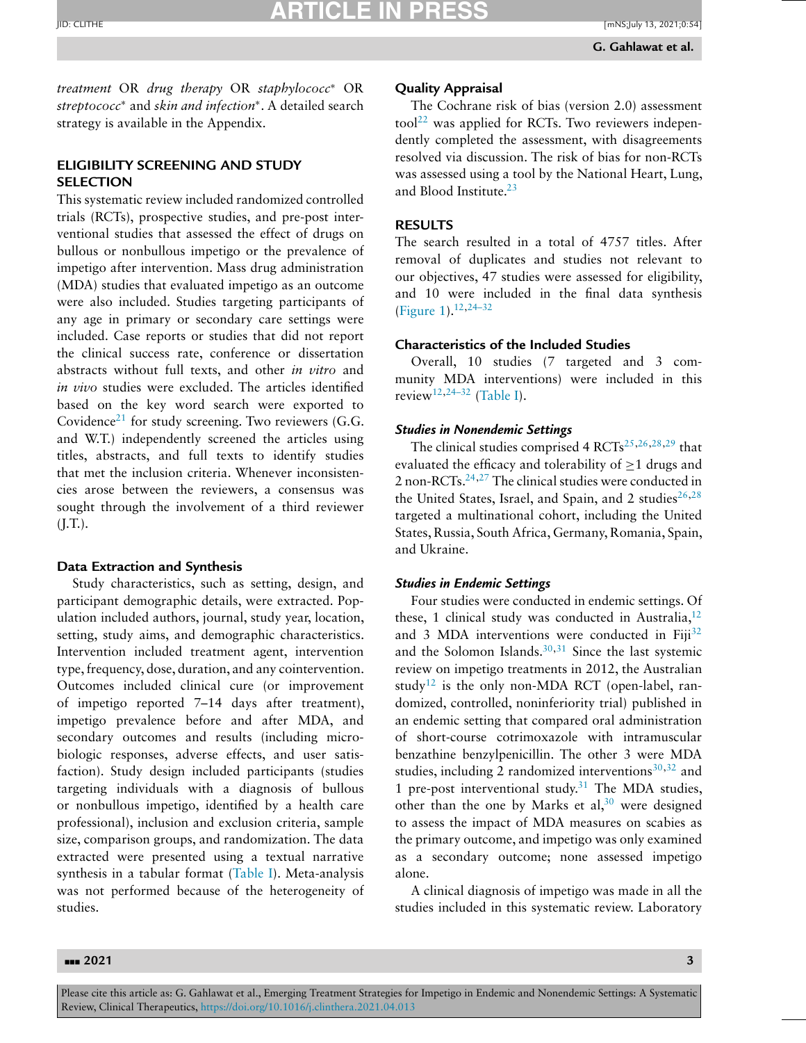*treatment* OR *drug therapy* OR *staphylococc\** OR *streptococc\** and *skin and infection\**. A detailed search strategy is available in the Appendix.

## ELIGIBILITY SCREENING AND STUDY SELECTION

This systematic review included randomized controlled trials (RCTs), prospective studies, and pre-post interventional studies that assessed the effect of drugs on bullous or nonbullous impetigo or the prevalence of impetigo after intervention. Mass drug administration (MDA) studies that evaluated impetigo as an outcome were also included. Studies targeting participants of any age in primary or secondary care settings were included. Case reports or studies that did not report the clinical success rate, conference or dissertation abstracts without full texts, and other *in vitro* and *in vivo* studies were excluded. The articles identified based on the key word search were exported to Covidence[21] for study screening. Two reviewers (G.G. and W.T.) independently screened the articles using titles, abstracts, and full texts to identify studies that met the inclusion criteria. Whenever inconsistencies arose between the reviewers, a consensus was sought through the involvement of a third reviewer (J.T.).

### Data Extraction and Synthesis

Study characteristics, such as setting, design, and participant demographic details, were extracted. Population included authors, journal, study year, location, setting, study aims, and demographic characteristics. Intervention included treatment agent, intervention type, frequency, dose, duration, and any cointervention. Outcomes included clinical cure (or improvement of impetigo reported 7–14 days after treatment), impetigo prevalence before and after MDA, and secondary outcomes and results (including microbiologic responses, adverse effects, and user satisfaction). Study design included participants (studies targeting individuals with a diagnosis of bullous or nonbullous impetigo, identified by a health care professional), inclusion and exclusion criteria, sample size, comparison groups, and randomization. The data extracted were presented using a textual narrative synthesis in a tabular format (Table I). Meta-analysis was not performed because of the heterogeneity of studies.

### Quality Appraisal

The Cochrane risk of bias (version 2.0) assessment tool[22] was applied for RCTs. Two reviewers independently completed the assessment, with disagreements resolved via discussion. The risk of bias for non-RCTs was assessed using a tool by the National Heart, Lung, and Blood Institute.[23]

## RESULTS

The search resulted in a total of 4757 titles. After removal of duplicates and studies not relevant to our objectives, 47 studies were assessed for eligibility, and 10 were included in the final data synthesis (Figure 1).[12,24–32]

### Characteristics of the Included Studies

Overall, 10 studies (7 targeted and 3 community MDA interventions) were included in this review[12,24–32] (Table I).

#### *Studies in Nonendemic Settings*

The clinical studies comprised 4 RCTs[25,26,28,29] that evaluated the efficacy and tolerability of ≥1 drugs and 2 non-RCTs.[24,27] The clinical studies were conducted in the United States, Israel, and Spain, and 2 studies[26,28] targeted a multinational cohort, including the United States, Russia, South Africa, Germany, Romania, Spain, and Ukraine.

#### *Studies in Endemic Settings*

Four studies were conducted in endemic settings. Of these, 1 clinical study was conducted in Australia,[12] and 3 MDA interventions were conducted in Fiji[32] and the Solomon Islands.[30,31] Since the last systemic review on impetigo treatments in 2012, the Australian study[12] is the only non-MDA RCT (open-label, randomized, controlled, noninferiority trial) published in an endemic setting that compared oral administration of short-course cotrimoxazole with intramuscular benzathine benzylpenicillin. The other 3 were MDA studies, including 2 randomized interventions[30,32] and 1 pre-post interventional study.[31] The MDA studies, other than the one by Marks et al,[30] were designed to assess the impact of MDA measures on scabies as the primary outcome, and impetigo was only examined as a secondary outcome; none assessed impetigo alone.

A clinical diagnosis of impetigo was made in all the studies included in this systematic review. Laboratory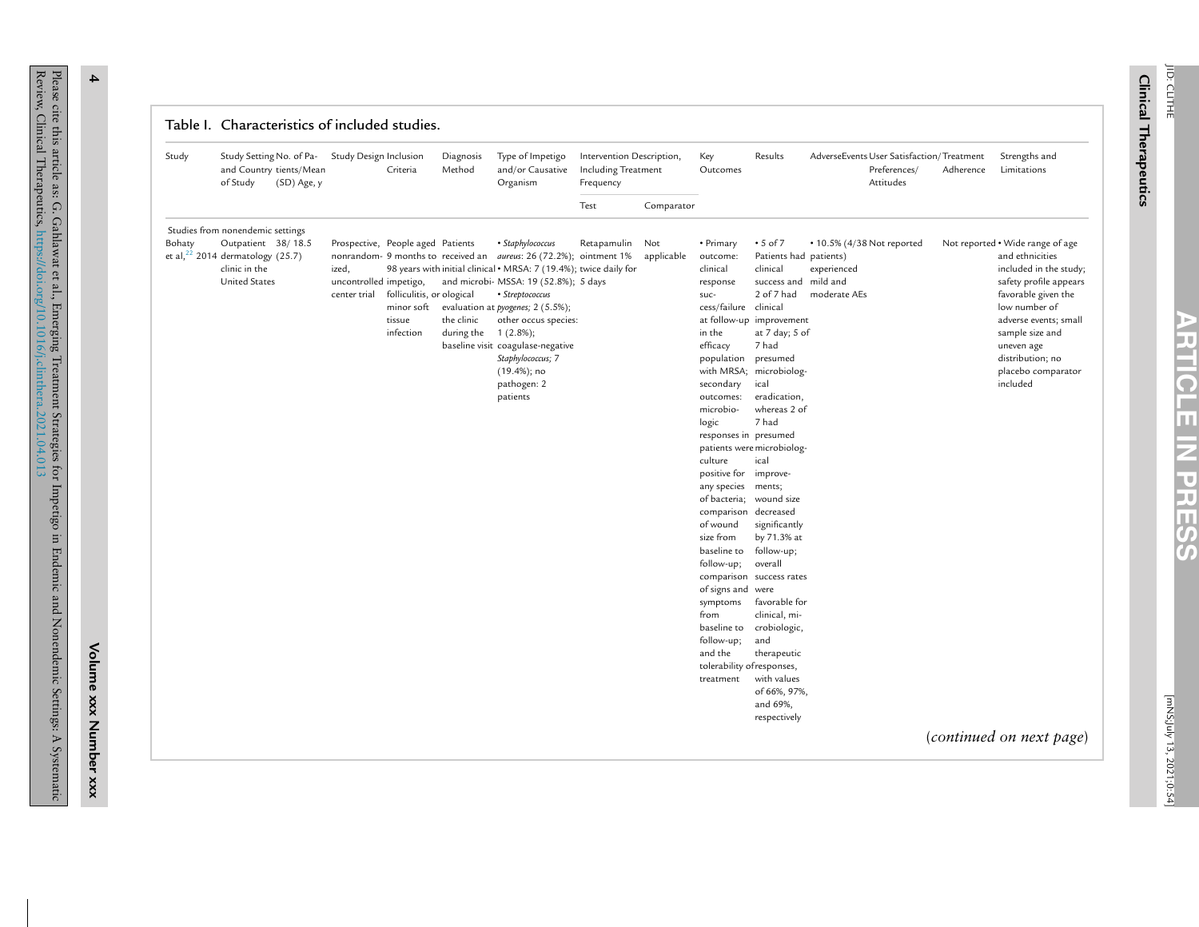Table I. Characteristics of included studies.

| Study | Study Setting and Country of Study | No. of Patients/Mean (SD) Age, y | Study Design | Inclusion Criteria | Diagnosis Method | Type of Impetigo and/or Causative Organism | Intervention Description, Including Treatment Frequency | | Key Outcomes | Results | AdverseEvents | User Satisfaction/ Preferences/ Attitudes | Treatment Adherence | Strengths and Limitations |
|---|---|---|---|---|---|---|---|---|---|---|---|---|---|---|
| | | | | | | | Test | Comparator | | | | | | |
| Studies from nonendemic settings | | | | | | | | | | | | | | |
| Bohaty et al,[22] 2014 | Outpatient dermatology clinic in the United States | 38/ 18.5 (25.7) | Prospective, nonrandomized, uncontrolled center trial | People aged 9 months to 98 years with impetigo, folliculitis, or minor soft tissue infection | Patients received an initial clinical and microbiological evaluation at the clinic during the baseline visit | • *Staphylococcus aureus*: 26 (72.2%); • MRSA: 7 (19.4%); MSSA: 19 (52.8%); • *Streptococcus pyogenes;* 2 (5.5%); other occus species: 1 (2.8%); coagulase-negative *Staphylococcus;* 7 (19.4%); no pathogen: 2 patients | Retapamulin ointment 1% twice daily for 5 days | Not applicable | • Primary outcome: clinical response success/failure at follow-up in the efficacy population with MRSA; secondary outcomes: microbiologic responses in patients were culture positive for any species of bacteria; comparison of wound size from baseline to follow-up; comparison of signs and symptoms from baseline to follow-up; and the tolerability of treatment | • 5 of 7 Patients had clinical success and 2 of 7 had clinical improvement at 7 day; 5 of 7 had presumed microbiological eradication, whereas 2 of 7 had presumed microbiological improvements; wound size decreased significantly by 71.3% at follow-up; overall success rates were favorable for clinical, microbiologic, and therapeutic responses, with values of 66%, 97%, and 69%, respectively | • 10.5% (4/38 patients) experienced mild and moderate AEs | Not reported | Not reported | • Wide range of age and ethnicities included in the study; safety profile appears favorable given the low number of adverse events; small sample size and uneven age distribution; no placebo comparator included |

(*continued on next page*)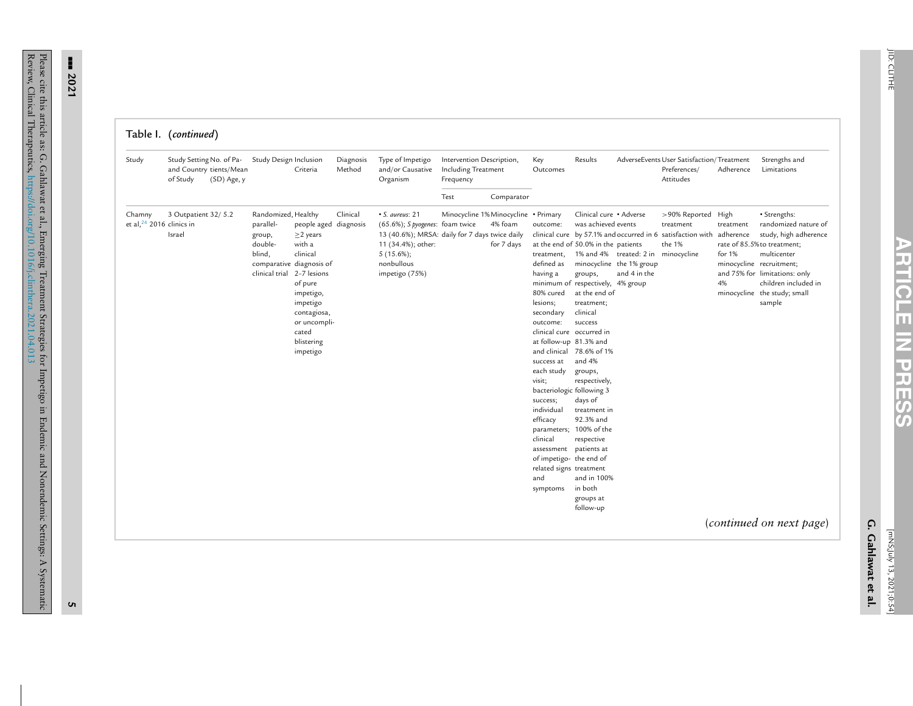Table I. (*continued*)

| Study | Study Setting and Country of Study | No. of Patients/Mean (SD) Age, y | Study Design | Inclusion Criteria | Diagnosis Method | Type of Impetigo and/or Causative Organism | Intervention Description, Including Treatment Frequency | | Key Outcomes | Results | Adverse Events | User Satisfaction/Preferences/Attitudes | Treatment Adherence | Strengths and Limitations |
|---|---|---|---|---|---|---|---|---|---|---|---|---|---|---|
| | | | | | | | Test | Comparator | | | | | | |
| Chamny et al,[24] 2016 | 3 Outpatient clinics in Israel | 32/ 5.2 | Randomized, parallel-group, double-blind, comparative clinical trial | Healthy people aged ≥2 years with a clinical diagnosis of 2–7 lesions of pure impetigo, impetigo contagiosa, or uncomplicated blistering impetigo | Clinical diagnosis | • *S. aureus*: 21 (65.6%); *S pyogenes*: 13 (40.6%); MRSA: 11 (34.4%); other: 5 (15.6%); nonbullous impetigo (75%) | Minocycline 1% foam twice daily for 7 days | Minocycline 4% foam twice daily for 7 days | • Primary outcome: clinical cure at the end of treatment, defined as having a minimum of 80% cured lesions; secondary outcome: clinical cure at follow-up and clinical success at each study visit; bacteriologic success; individual efficacy parameters; clinical assessment of impetigo-related signs and symptoms | Clinical cure was achieved by 57.1% and 50.0% in the 1% and 4% minocycline groups, respectively, at the end of treatment; clinical success occurred in 81.3% and 78.6% of 1% and 4% groups, respectively, following 3 days of treatment in 92.3% and 100% of the respective patients at the end of treatment and in 100% in both groups at follow-up | • Adverse events occurred in 6 patients treated: 2 in the 1% group and 4 in the 4% group | >90% Reported treatment satisfaction with the 1% minocycline | High treatment adherence rate of 85.5% for 1% minocycline and 75% for 4% minocycline | • Strengths: randomized nature of study, high adherence to treatment; multicenter recruitment; limitations: only children included in the study; small sample |

(*continued on next page*)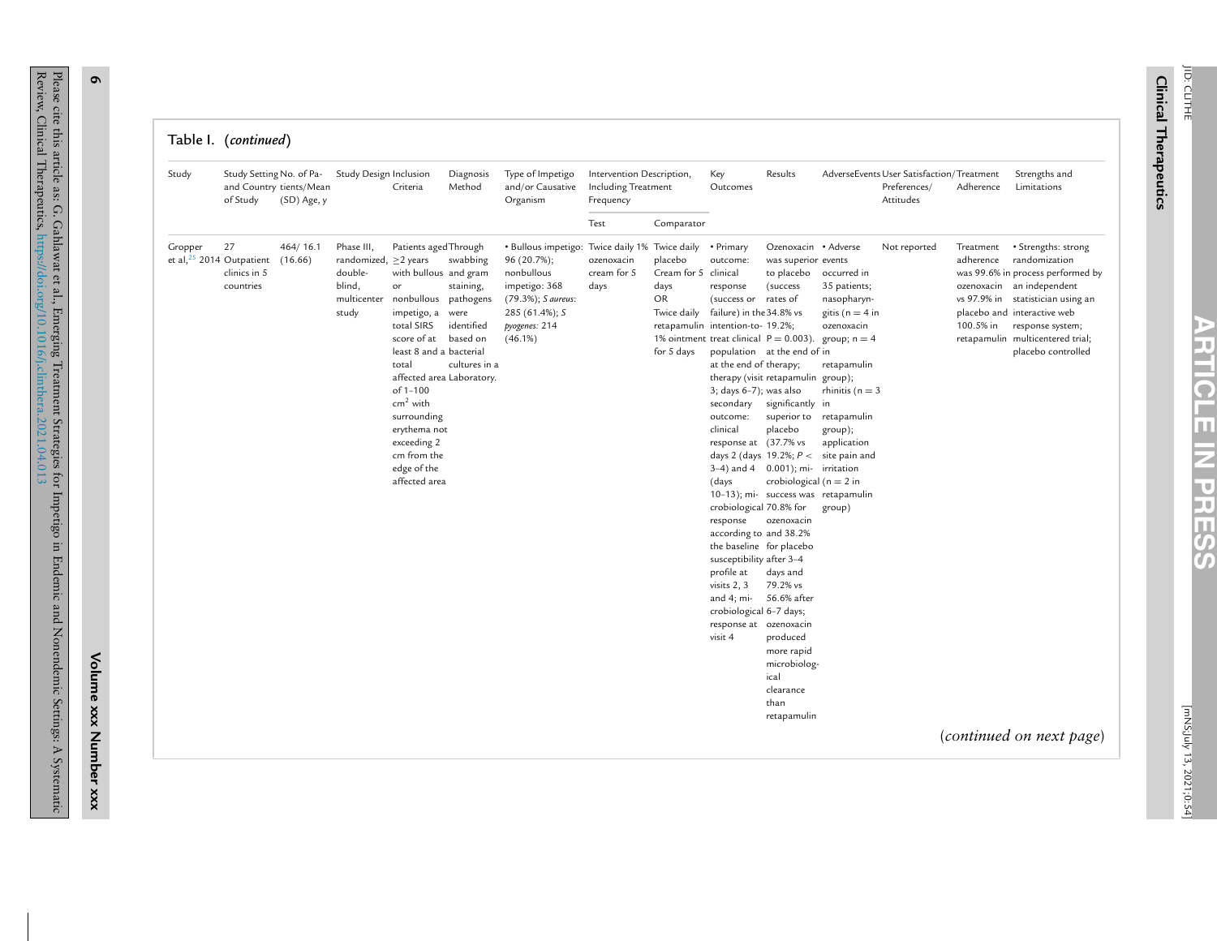Table I. (*continued*)

| Study | Study Setting and Country of Study | No. of Patients/Mean (SD) Age, y | Study Design | Inclusion Criteria | Diagnosis Method | Type of Impetigo and/or Causative Organism | Intervention Description, Including Treatment Frequency | | Key Outcomes | Results | AdverseEvents | User Satisfaction/ Preferences/ Attitudes | Treatment Adherence | Strengths and Limitations |
|---|---|---|---|---|---|---|---|---|---|---|---|---|---|---|
| | | | | | | | Test | Comparator | | | | | | |
| Gropper et al,[25] 2014 | 27 Outpatient clinics in 5 countries | 464/ 16.1 (16.66) | Phase III, randomized, double-blind, multicenter study | Patients aged ≥2 years with bullous or nonbullous impetigo, a total SIRS score of at least 8 and a total affected area of 1–100 $cm^2$ with surrounding erythema not exceeding 2 cm from the edge of the affected area | Through swabbing and gram staining, pathogens were identified based on bacterial cultures in a Laboratory. | • Bullous impetigo: 96 (20.7%); nonbullous impetigo: 368 (79.3%); *S aureus*: 285 (61.4%); *S pyogenes*: 214 (46.1%) | Twice daily 1% ozenoxacin cream for 5 days | Twice daily placebo Cream for 5 days OR Twice daily retapamulin 1% ointment for 5 days | • Primary outcome: clinical response (success or failure) in the intention-to-treat clinical population at the end of therapy (visit 3; days 6–7); secondary outcome: clinical response at days 2 (days 3–4) and 4 (days 10–13); microbiological response according to the baseline susceptibility profile at visits 2, 3 and 4; microbiological response at visit 4 | Ozenoxacin was superior to placebo (success rates of 34.8% vs 19.2%; P = 0.003). at the end of therapy; retapamulin was also significantly superior to placebo (37.7% vs 19.2%; P < 0.001); microbiological success was 70.8% for ozenoxacin and 38.2% for placebo after 3–4 days and 79.2% vs 56.6% after 6–7 days; ozenoxacin produced more rapid microbiological clearance than retapamulin | • Adverse events occurred in 35 patients; nasopharyngitis (n = 4 in ozenoxacin group; n = 4 in retapamulin group); rhinitis (n = 3 in retapamulin group); application site pain and irritation (n = 2 in retapamulin group) | Not reported | Treatment adherence was 99.6% in ozenoxacin vs 97.9% in placebo and 100.5% in retapamulin | • Strengths: strong randomization process performed by an independent statistician using an interactive web response system; multicentered trial; placebo controlled |

(*continued on next page*)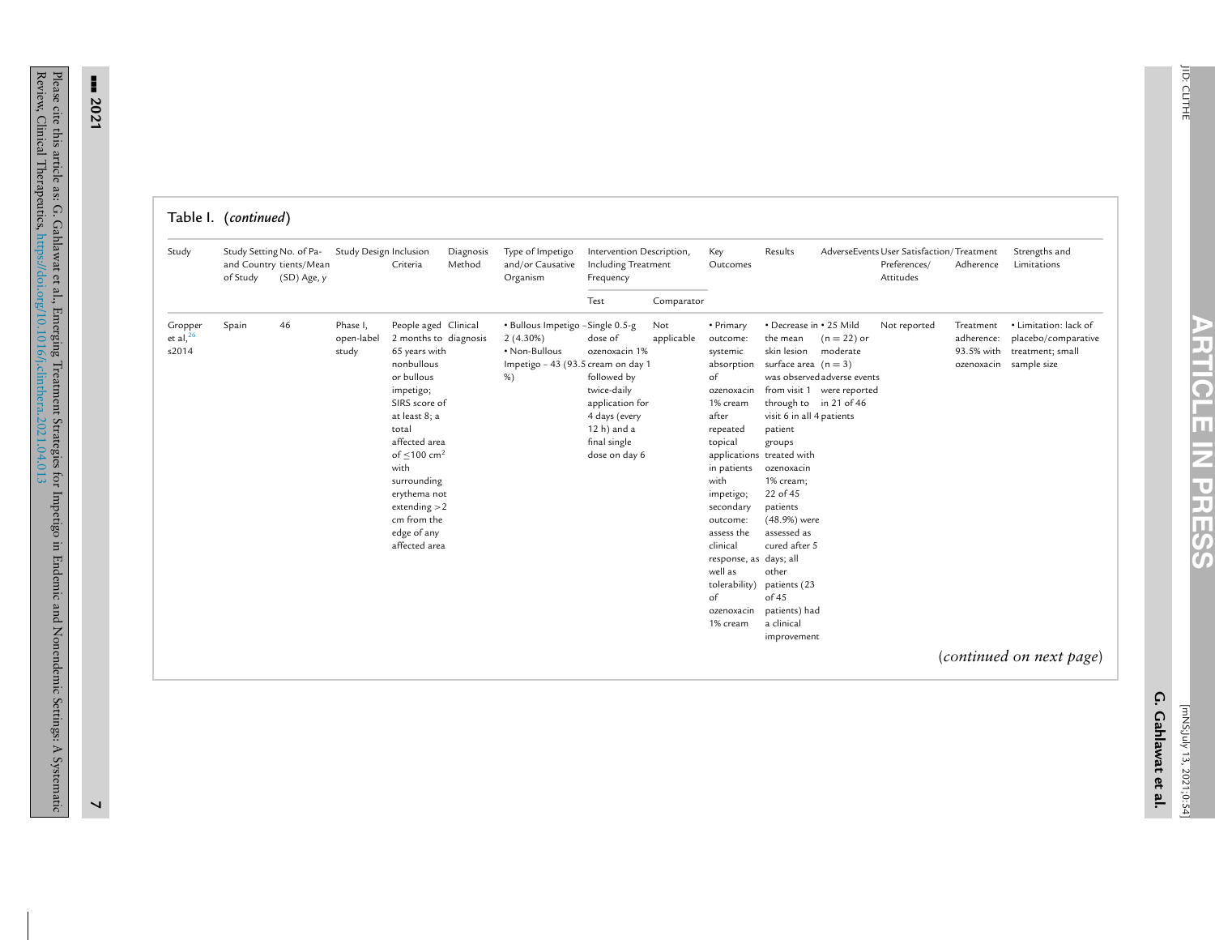Table I. (*continued*)

| Study | Study Setting and Country of Study | No. of Patients/Mean (SD) Age, y | Study Design | Inclusion Criteria | Diagnosis Method | Type of Impetigo and/or Causative Organism | Intervention Description, Including Treatment Frequency | | Key Outcomes | Results | AdverseEvents | User Satisfaction/ Preferences/ Attitudes | Treatment Adherence | Strengths and Limitations |
|---|---|---|---|---|---|---|---|---|---|---|---|---|---|---|
| | | | | | | | Test | Comparator | | | | | | |
| Gropper et al,[26] s2014 | Spain | 46 | Phase I, open-label study | People aged 2 months to 65 years with nonbullous or bullous impetigo; SIRS score of at least 8; a total affected area of ≤100 $cm^2$ with surrounding erythema not extending >2 cm from the edge of any affected area | Clinical diagnosis | • Bullous Impetigo – 2 (4.30%) • Non-Bullous Impetigo – 43 (93.5 %) | Single 0.5-g dose of ozenoxacin 1% cream on day 1 followed by twice-daily application for 4 days (every 12 h) and a final single dose on day 6 | Not applicable | • Primary outcome: systemic absorption of ozenoxacin 1% cream after repeated topical applications in patients with impetigo; secondary outcome: assess the clinical response, as well as tolerability) of ozenoxacin 1% cream | • Decrease in the mean skin lesion surface area was observed from visit 1 through to visit 6 in all 4 patient groups treated with ozenoxacin 1% cream; 22 of 45 patients (48.9%) were assessed as cured after 5 days; all other patients (23 of 45 patients) had a clinical improvement | • 25 Mild (n = 22) or moderate (n = 3) adverse events were reported in 21 of 46 patients | Not reported | Treatment adherence: 93.5% with ozenoxacin | • Limitation: lack of placebo/comparative treatment; small sample size |

(*continued on next page*)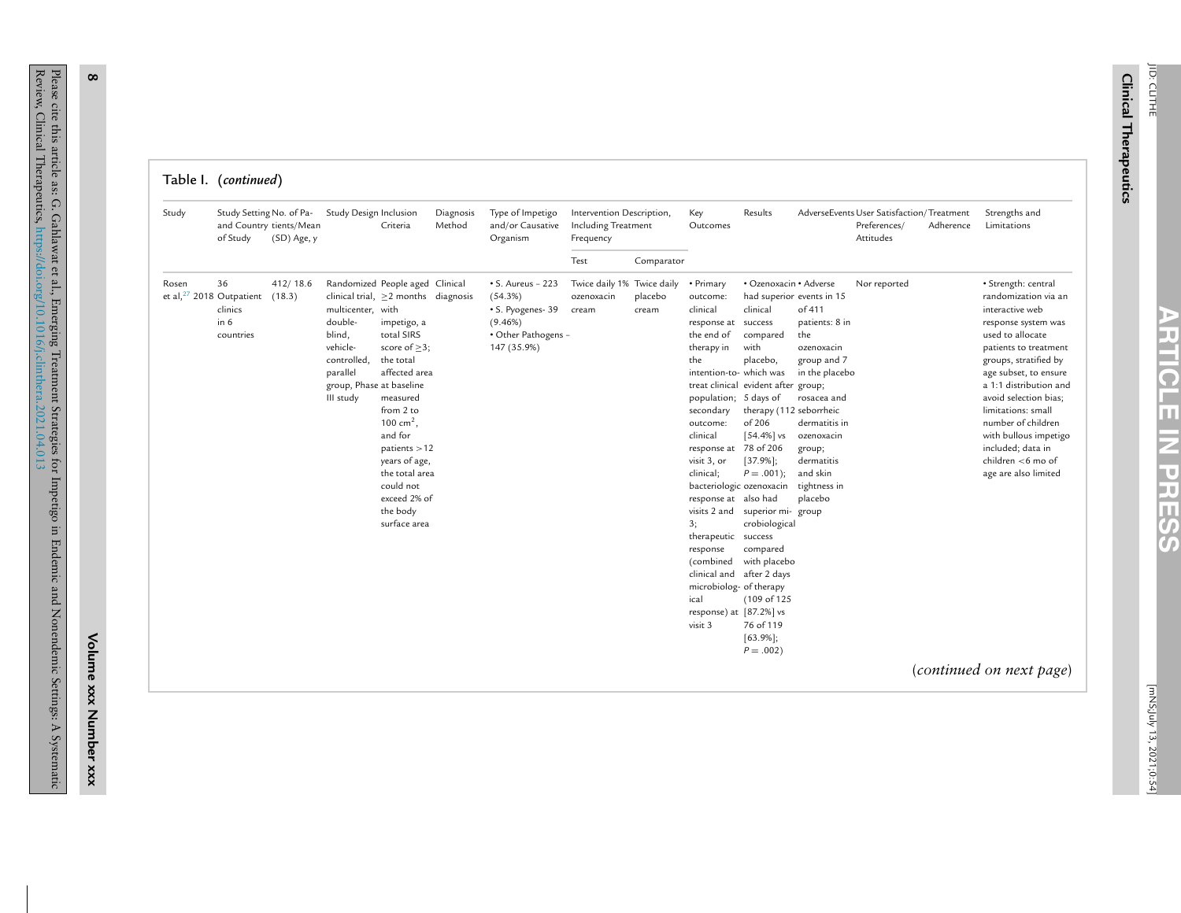Table I. (*continued*)

| Study | Study Setting and Country of Study | No. of Patients/Mean (SD) Age, y | Study Design | Inclusion Criteria | Diagnosis Method | Type of Impetigo and/or Causative Organism | Intervention Description, Including Treatment Frequency | | Key Outcomes | Results | AdverseEvents | User Satisfaction/ Preferences/ Attitudes | Treatment Adherence | Strengths and Limitations |
|---|---|---|---|---|---|---|---|---|---|---|---|---|---|---|
| | | | | | | | Test | Comparator | | | | | | |
| Rosen et al,[27] 2018 | 36 Outpatient clinics in 6 countries | 412/ 18.6 (18.3) | Randomized clinical trial, multicenter, double-blind, vehicle-controlled, parallel group, Phase III study | People aged ≥2 months with impetigo, a total SIRS score of ≥3; the total affected area at baseline measured from 2 to 100 $cm^2$, and for patients >12 years of age, the total area could not exceed 2% of the body surface area | Clinical diagnosis | • S. Aureus – 223 (54.3%) • S. Pyogenes- 39 (9.46%) • Other Pathogens – 147 (35.9%) | Twice daily 1% ozenoxacin cream | Twice daily placebo cream | • Primary outcome: clinical response at the end of therapy in the intention-to-treat clinical population; secondary outcome: clinical response at visit 3, or clinical; bacteriologic response at visits 2 and 3; therapeutic response (combined clinical and microbiological response) at visit 3 | • Ozenoxacin had superior clinical success compared with placebo, which was evident after 5 days of therapy (112 of 206 [54.4%] vs 78 of 206 [37.9%]; $P = .001$); ozenoxacin also had superior microbiological success compared with placebo after 2 days of therapy (109 of 125 [87.2%] vs 76 of 119 [63.9%]; $P = .002$) | • Adverse events in 15 of 411 patients: 8 in the ozenoxacin group and 7 in the placebo group; rosacea and seborrheic dermatitis in ozenoxacin group; dermatitis and skin tightness in placebo group | Nor reported | | • Strength: central randomization via an interactive web response system was used to allocate patients to treatment groups, stratified by age subset, to ensure a 1:1 distribution and avoid selection bias; limitations: small number of children with bullous impetigo included; data in children <6 mo of age are also limited |

(*continued on next page*)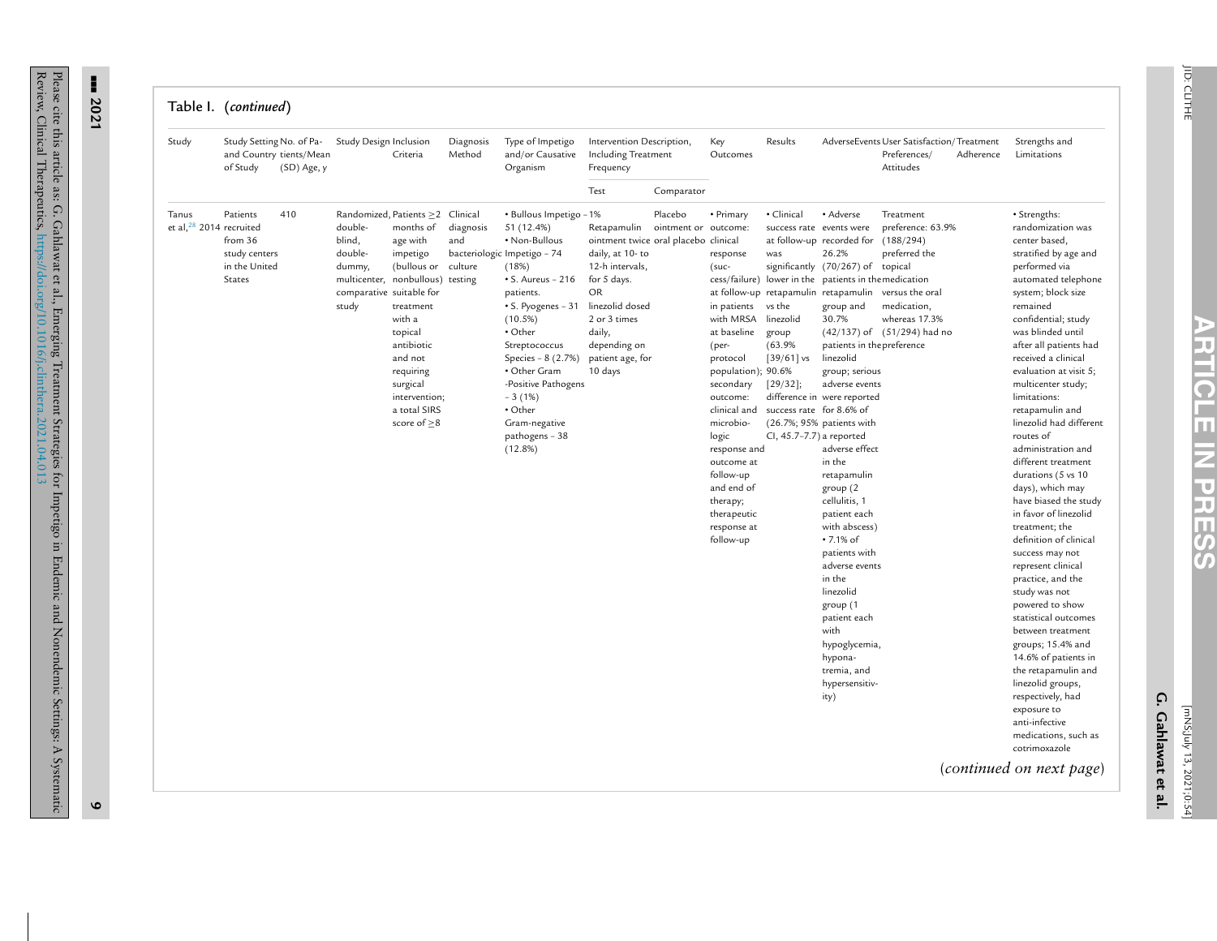Table I. (*continued*)

| Study | Study Setting and Country of Study | No. of Patients/Mean (SD) Age, y | Study Design | Inclusion Criteria | Diagnosis Method | Type of Impetigo and/or Causative Organism | Intervention Description, Including Treatment Frequency | | Key Outcomes | Results | AdverseEvents | User Satisfaction/Treatment Preferences/Attitudes | Treatment Adherence | Strengths and Limitations |
|---|---|---|---|---|---|---|---|---|---|---|---|---|---|---|
| | | | | | | | Test | Comparator | | | | | | |
| Tanus et al,[28] 2014 | Patients recruited from 36 study centers in the United States | 410 | Randomized, double-blind, double-dummy, multicenter, comparative study | Patients ≥2 months of age with impetigo (bullous or nonbullous) suitable for treatment with a topical antibiotic and not requiring surgical intervention; a total SIRS score of ≥8 | Clinical diagnosis and bacteriologic culture testing | • Bullous Impetigo – 51 (12.4%) • Non-Bullous Impetigo – 74 (18%) • S. Aureus – 216 patients. • S. Pyogenes – 31 (10.5%) • Other Streptococcus Species – 8 (2.7%) • Other Gram -Positive Pathogens – 3 (1%) • Other Gram-negative pathogens – 38 (12.8%) | 1% Retapamulin ointment twice daily, at 10- to 12-h intervals, for 5 days. OR linezolid dosed 2 or 3 times daily, depending on patient age, for 10 days | Placebo ointment or oral placebo | • Primary outcome: clinical response (success/failure) at follow-up in patients with MRSA at baseline (per-protocol population); secondary outcome: clinical and microbiologic response and outcome at follow-up and end of therapy; therapeutic response at follow-up | • Clinical success rate at follow-up was significantly lower in the retapamulin vs the linezolid group (63.9% [39/61] vs 90.6% [29/32]; difference in success rate (26.7%; 95% CI, 45.7–7.7) | • Adverse events were recorded for 26.2% (70/267) of patients in the retapamulin group and 30.7% (42/137) of patients in the linezolid group; serious adverse events were reported for 8.6% of patients with a reported adverse effect in the retapamulin group (2 cellulitis, 1 patient each with abscess) • 7.1% of patients with adverse events in the linezolid group (1 patient each with hypoglycemia, hyponatremia, and hypersensitivity) | Treatment preference: 63.9% (188/294) preferred the topical medication versus the oral medication, whereas 17.3% (51/294) had no preference | | • Strengths: randomization was center based, stratified by age and performed via automated telephone system; block size remained confidential; study was blinded until after all patients had received a clinical evaluation at visit 5; multicenter study; limitations: retapamulin and linezolid had different routes of administration and different treatment durations (5 vs 10 days), which may have biased the study in favor of linezolid treatment; the definition of clinical success may not represent clinical practice, and the study was not powered to show statistical outcomes between treatment groups; 15.4% and 14.6% of patients in the retapamulin and linezolid groups, respectively, had exposure to anti-infective medications, such as cotrimoxazole |

(*continued on next page*)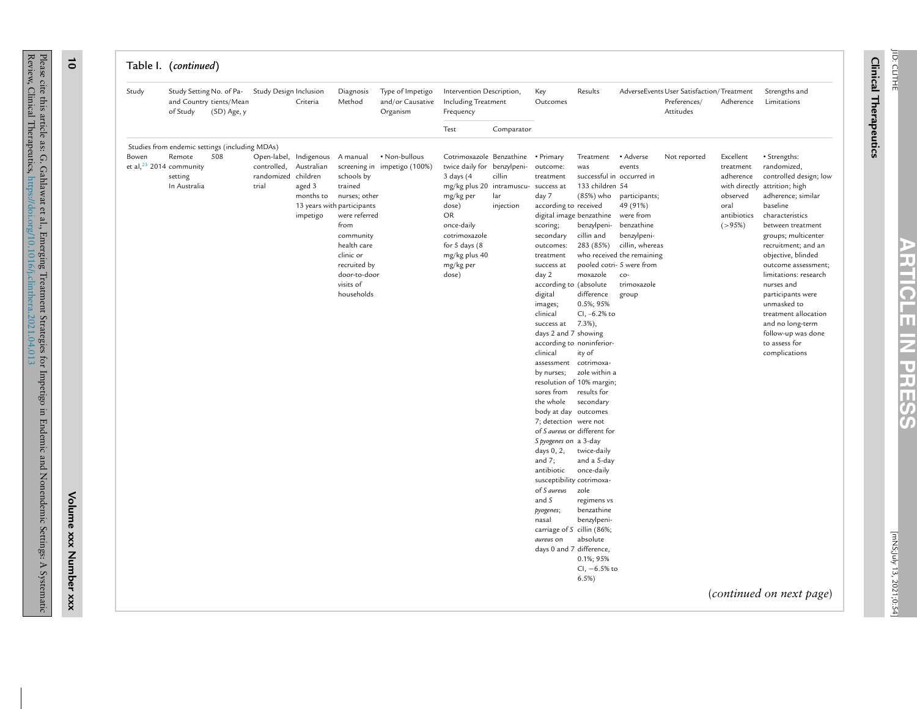Table I. (*continued*)

| Study | Study Setting and Country of Study | No. of Patients/Mean (SD) Age, y | Study Design | Inclusion Criteria | Diagnosis Method | Type of Impetigo and/or Causative Organism | Intervention Description, Including Treatment Frequency | | Key Outcomes | Results | AdverseEvents | User Satisfaction/ Preferences/ Attitudes | Treatment Adherence | Strengths and Limitations |
|---|---|---|---|---|---|---|---|---|---|---|---|---|---|---|
| | | | | | | | Test | Comparator | | | | | | |
| Studies from endemic settings (including MDAs) | | | | | | | | | | | | | | |
| Bowen et al,[23] 2014 | Remote community setting In Australia | 508 | Open-label, controlled, randomized trial | Indigenous Australian children aged 3 months to 13 years with impetigo | A manual screening in schools by trained nurses; other participants were referred from community health care clinic or recruited by door-to-door visits of households | • Non-bullous impetigo (100%) | Cotrimoxazole twice daily for 3 days (4 mg/kg plus 20 mg/kg per dose) OR once-daily cotrimoxazole for 5 days (8 mg/kg plus 40 mg/kg per dose) | Benzathine benzylpenicillin intramuscular injection | • Primary outcome: treatment success at day 7 according to digital image scoring; secondary outcomes: treatment success at day 2 according to digital images; clinical success at days 2 and 7 according to clinical assessment by nurses; resolution of sores from the whole body at day 7; detection of *S aureus* or *S pyogenes* on days 0, 2, and 7; antibiotic susceptibility of *S aureus* and *S pyogenes*; nasal carriage of *S aureus* on days 0 and 7 | Treatment was successful in 133 children (85%) who received benzathine benzylpenicillin and 283 (85%) who received pooled cotrimoxazole (absolute difference 0.5%; 95% CI, −6.2% to 7.3%), showing noninferiority of cotrimoxazole within a 10% margin; results for secondary outcomes were not different for a 3-day twice-daily and a 5-day once-daily cotrimoxazole regimens vs benzathine benzylpenicillin (86%; absolute difference, 0.1%; 95% CI, −6.5% to 6.5%) | • Adverse events occurred in 54 participants; 49 (91%) were from benzathine benzylpenicillin, whereas the remaining 5 were from co-trimoxazole group | Not reported | Excellent treatment adherence with directly observed oral antibiotics (>95%) | • Strengths: randomized, controlled design; low attrition; high adherence; similar baseline characteristics between treatment groups; multicenter recruitment; and an objective, blinded outcome assessment; limitations: research nurses and participants were unmasked to treatment allocation and no long-term follow-up was done to assess for complications |

(*continued on next page*)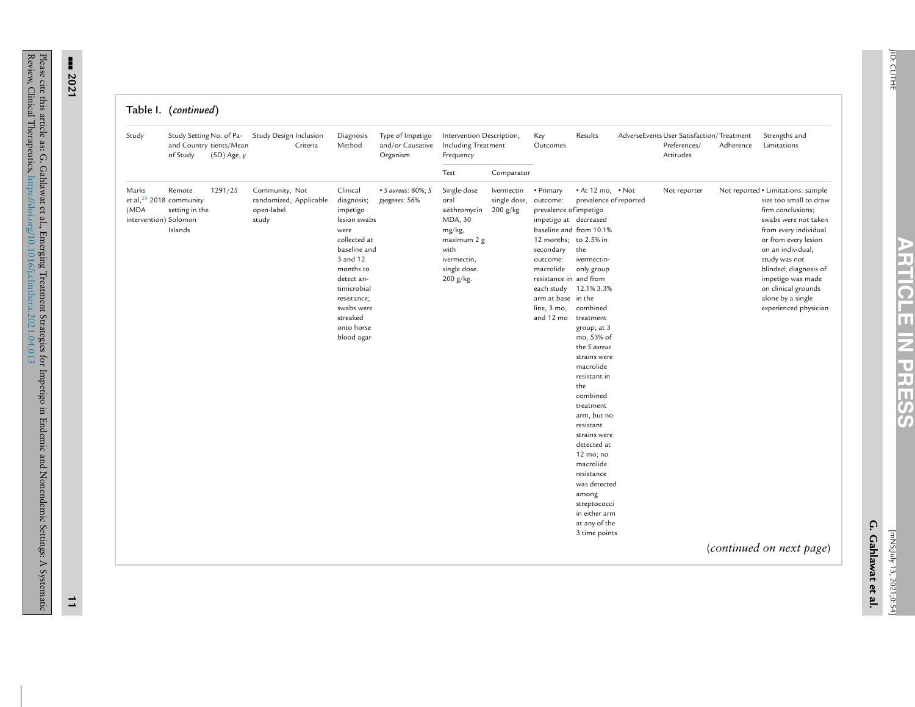Table I. (*continued*)

| Study | Study Setting and Country of Study | No. of Patients/Mean (SD) Age, y | Study Design | Inclusion Criteria | Diagnosis Method | Type of Impetigo and/or Causative Organism | Intervention Description, Including Treatment Frequency | | Key Outcomes | Results | Adverse Events | User Satisfaction/ Preferences/ Attitudes | Treatment Adherence | Strengths and Limitations |
|---|---|---|---|---|---|---|---|---|---|---|---|---|---|---|
| | | | | | | | Test | Comparator | | | | | | |
| Marks et al,[29] 2018 (MDA intervention) | Remote community setting in the Solomon Islands | 1291/25 | Community, randomized, open-label study | Not Applicable | Clinical diagnosis; impetigo lesion swabs were collected at baseline and 3 and 12 months to detect antimicrobial resistance; swabs were streaked onto horse blood agar | • *S aureus*: 80%; *S pyogenes:* 56% | Single-dose oral azithromycin MDA, 30 mg/kg, maximum 2 g with ivermectin, single dose. 200 g/kg. | Ivermectin single dose, 200 g/kg | • Primary outcome: prevalence of impetigo at baseline and 12 months; secondary outcome: macrolide resistance in each study arm at baseline, 3 mo, and 12 mo | • At 12 mo, prevalence of impetigo decreased from 10.1% to 2.5% in the ivermectin-only group and from 12.1% 3.3% in the combined treatment group; at 3 mo, 53% of the *S aureus* strains were macrolide resistant in the combined treatment arm, but no resistant strains were detected at 12 mo; no macrolide resistance was detected among streptococci in either arm at any of the 3 time points | • Not reported | Not reporter | Not reported | • Limitations: sample size too small to draw firm conclusions; swabs were not taken from every individual or from every lesion on an individual; study was not blinded; diagnosis of impetigo was made on clinical grounds alone by a single experienced physician |

(*continued on next page*)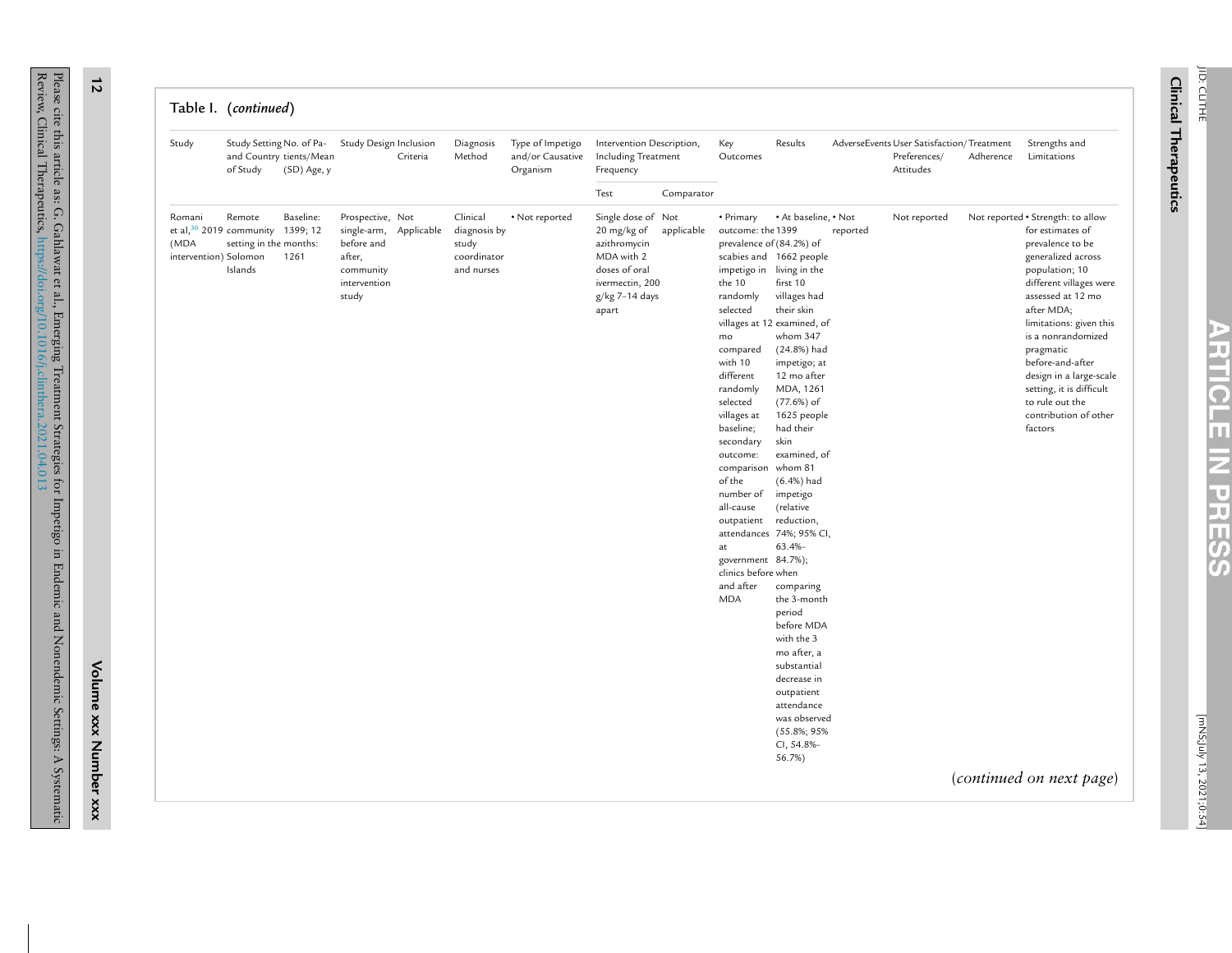Table I. (*continued*)

| Study | Study Setting and Country of Study | No. of Patients/Mean (SD) Age, y | Study Design | Inclusion Criteria | Diagnosis Method | Type of Impetigo and/or Causative Organism | Intervention Description, Including Treatment Frequency | | Key Outcomes | Results | AdverseEvents | User Satisfaction/ Preferences/ Attitudes | Treatment Adherence | Strengths and Limitations |
|---|---|---|---|---|---|---|---|---|---|---|---|---|---|---|
| | | | | | | | Test | Comparator | | | | | | |
| Romani et al,[30] 2019 (MDA intervention) | Remote community setting in the Solomon Islands | Baseline: 1399; 12 months: 1261 | Prospective, single-arm, before and after, community intervention study | Not Applicable | Clinical diagnosis by study coordinator and nurses | • Not reported | Single dose of 20 mg/kg of azithromycin MDA with 2 doses of oral ivermectin, 200 g/kg 7–14 days apart | Not applicable | • Primary outcome: the prevalence of scabies and impetigo in the 10 randomly selected villages at 12 mo compared with 10 different randomly selected villages at baseline; secondary outcome: comparison of the number of all-cause outpatient attendances at government clinics before and after MDA | • At baseline, 1399 (84.2%) of 1662 people living in the first 10 villages had their skin examined, of whom 347 (24.8%) had impetigo; at 12 mo after MDA, 1261 (77.6%) of 1625 people had their skin examined, of whom 81 (6.4%) had impetigo (relative reduction, 74%; 95% CI, 63.4%–84.7%); when comparing the 3-month period before MDA with the 3 mo after, a substantial decrease in outpatient attendance was observed (55.8%; 95% CI, 54.8%–56.7%) | • Not reported | Not reported | Not reported | • Strength: to allow for estimates of prevalence to be generalized across population; 10 different villages were assessed at 12 mo after MDA; limitations: given this is a nonrandomized pragmatic before-and-after design in a large-scale setting, it is difficult to rule out the contribution of other factors |

(*continued on next page*)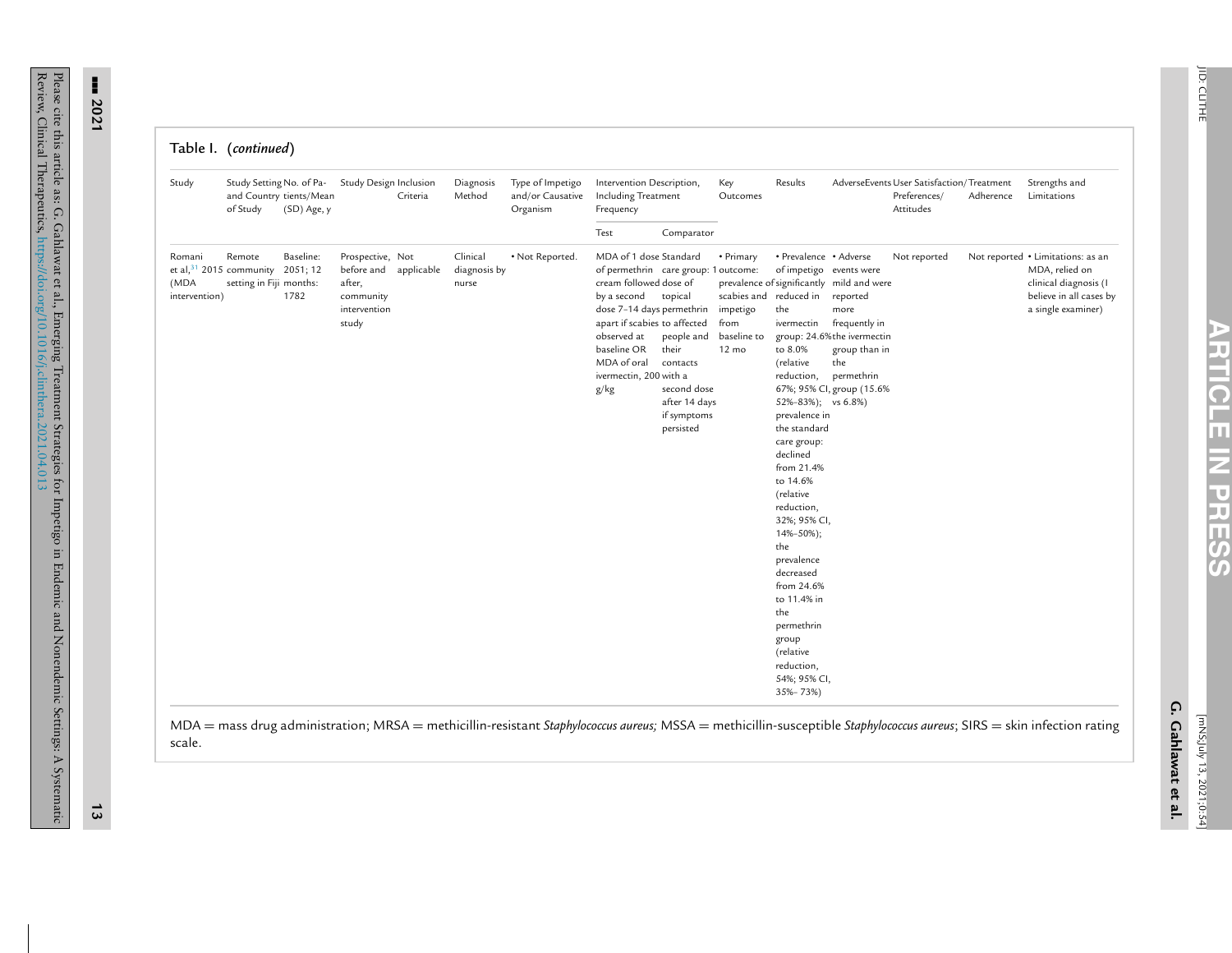Table I. (*continued*)

| Study | Study Setting and Country of Study | No. of Patients/Mean (SD) Age, y | Study Design | Inclusion Criteria | Diagnosis Method | Type of Impetigo and/or Causative Organism | Intervention Description, Including Treatment Frequency | | Key Outcomes | Results | AdverseEvents | User Satisfaction/ Preferences/ Attitudes | Treatment Adherence | Strengths and Limitations |
|---|---|---|---|---|---|---|---|---|---|---|---|---|---|---|
| | | | | | | | Test | Comparator | | | | | | |
| Romani et al,[31] 2015 (MDA intervention) | Remote community setting in Fiji | Baseline: 2051; 12 months: 1782 | Prospective, before and after, community intervention study | Not applicable | Clinical diagnosis by nurse | • Not Reported. | MDA of 1 dose of permethrin cream followed by a second dose 7–14 days apart if scabies observed at baseline OR MDA of oral ivermectin, 200 g/kg | Standard care group: 1 dose of topical permethrin to affected people and their contacts with a second dose after 14 days if symptoms persisted | • Primary outcome: prevalence of scabies and impetigo from baseline to 12 mo | • Prevalence of impetigo significantly reduced in the ivermectin group: 24.6% to 8.0% (relative reduction, 67%; 95% CI, 52%–83%); prevalence in the standard care group: declined from 21.4% to 14.6% (relative reduction, 32%; 95% CI, 14%–50%); the prevalence decreased from 24.6% to 11.4% in the permethrin group (relative reduction, 54%; 95% CI, 35%– 73%) | • Adverse events were mild and were reported more frequently in the ivermectin group than in the permethrin group (15.6% vs 6.8%) | Not reported | Not reported | • Limitations: as an MDA, relied on clinical diagnosis (I believe in all cases by a single examiner) |

MDA = mass drug administration; MRSA = methicillin-resistant *Staphylococcus aureus;* MSSA = methicillin-susceptible *Staphylococcus aureus*; SIRS = skin infection rating scale.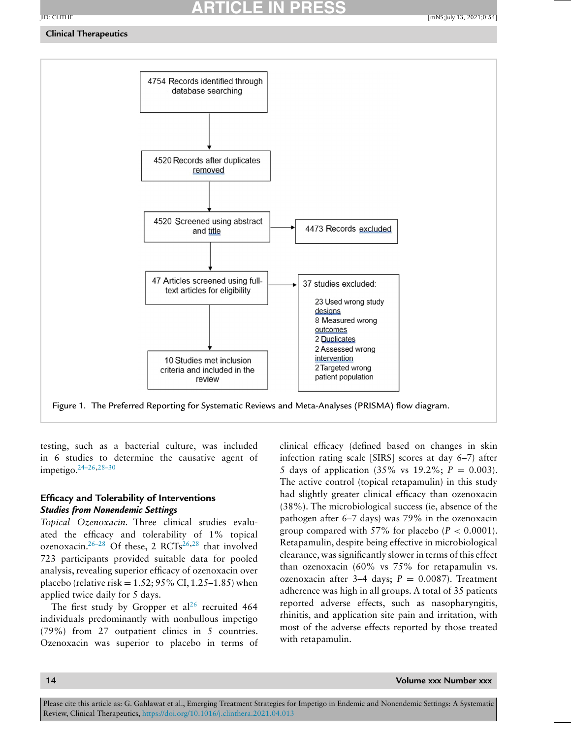4754 Records identified through database searching

4520 Records after duplicates removed

4520 Screened using abstract and title

4473 Records excluded

47 Articles screened using full-text articles for eligibility

37 studies excluded:

- 23 Used wrong study designs
- 8 Measured wrong outcomes
- 2 Duplicates
- 2 Assessed wrong intervention
- 2 Targeted wrong patient population

10 Studies met inclusion criteria and included in the review

Figure 1. The Preferred Reporting for Systematic Reviews and Meta-Analyses (PRISMA) flow diagram.

testing, such as a bacterial culture, was included in 6 studies to determine the causative agent of impetigo.[24–26,28–30]

## Efficacy and Tolerability of Interventions

### *Studies from Nonendemic Settings*

*Topical Ozenoxacin.* Three clinical studies evaluated the efficacy and tolerability of 1% topical ozenoxacin.[26–28] Of these, 2 RCTs[26,28] that involved 723 participants provided suitable data for pooled analysis, revealing superior efficacy of ozenoxacin over placebo (relative risk = 1.52; 95% CI, 1.25–1.85) when applied twice daily for 5 days.

The first study by Gropper et al[26] recruited 464 individuals predominantly with nonbullous impetigo (79%) from 27 outpatient clinics in 5 countries. Ozenoxacin was superior to placebo in terms of clinical efficacy (defined based on changes in skin infection rating scale [SIRS] scores at day 6–7) after 5 days of application (35% vs 19.2%; $P$ = 0.003). The active control (topical retapamulin) in this study had slightly greater clinical efficacy than ozenoxacin (38%). The microbiological success (ie, absence of the pathogen after 6–7 days) was 79% in the ozenoxacin group compared with 57% for placebo ($P$ < 0.0001). Retapamulin, despite being effective in microbiological clearance, was significantly slower in terms of this effect than ozenoxacin (60% vs 75% for retapamulin vs. ozenoxacin after 3–4 days; $P$ = 0.0087). Treatment adherence was high in all groups. A total of 35 patients reported adverse effects, such as nasopharyngitis, rhinitis, and application site pain and irritation, with most of the adverse effects reported by those treated with retapamulin.

Please cite this article as: G. Gahlawat et al., Emerging Treatment Strategies for Impetigo in Endemic and Nonendemic Settings: A Systematic Review, Clinical Therapeutics, https://doi.org/10.1016/j.clinthera.2021.04.013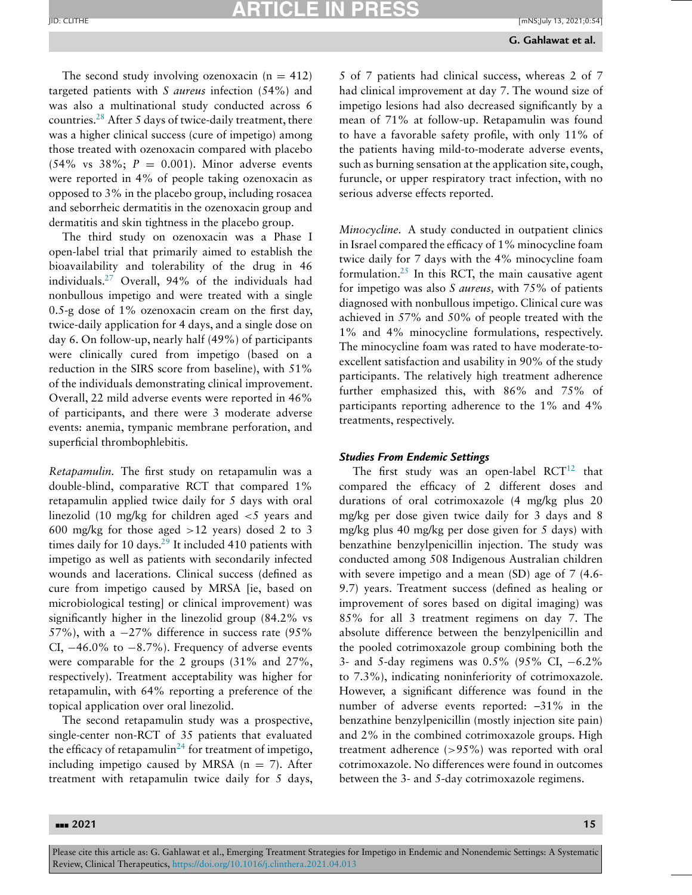The second study involving ozenoxacin (n = 412) targeted patients with *S aureus* infection (54%) and was also a multinational study conducted across 6 countries.[28] After 5 days of twice-daily treatment, there was a higher clinical success (cure of impetigo) among those treated with ozenoxacin compared with placebo (54% vs 38%; $P = 0.001$). Minor adverse events were reported in 4% of people taking ozenoxacin as opposed to 3% in the placebo group, including rosacea and seborrheic dermatitis in the ozenoxacin group and dermatitis and skin tightness in the placebo group.

The third study on ozenoxacin was a Phase I open-label trial that primarily aimed to establish the bioavailability and tolerability of the drug in 46 individuals.[27] Overall, 94% of the individuals had nonbullous impetigo and were treated with a single 0.5-g dose of 1% ozenoxacin cream on the first day, twice-daily application for 4 days, and a single dose on day 6. On follow-up, nearly half (49%) of participants were clinically cured from impetigo (based on a reduction in the SIRS score from baseline), with 51% of the individuals demonstrating clinical improvement. Overall, 22 mild adverse events were reported in 46% of participants, and there were 3 moderate adverse events: anemia, tympanic membrane perforation, and superficial thrombophlebitis.

*Retapamulin.* The first study on retapamulin was a double-blind, comparative RCT that compared 1% retapamulin applied twice daily for 5 days with oral linezolid (10 mg/kg for children aged <5 years and 600 mg/kg for those aged >12 years) dosed 2 to 3 times daily for 10 days.[29] It included 410 patients with impetigo as well as patients with secondarily infected wounds and lacerations. Clinical success (defined as cure from impetigo caused by MRSA [ie, based on microbiological testing] or clinical improvement) was significantly higher in the linezolid group (84.2% vs 57%), with a −27% difference in success rate (95% CI, −46.0% to −8.7%). Frequency of adverse events were comparable for the 2 groups (31% and 27%, respectively). Treatment acceptability was higher for retapamulin, with 64% reporting a preference of the topical application over oral linezolid.

The second retapamulin study was a prospective, single-center non-RCT of 35 patients that evaluated the efficacy of retapamulin[24] for treatment of impetigo, including impetigo caused by MRSA (n = 7). After treatment with retapamulin twice daily for 5 days, 5 of 7 patients had clinical success, whereas 2 of 7 had clinical improvement at day 7. The wound size of impetigo lesions had also decreased significantly by a mean of 71% at follow-up. Retapamulin was found to have a favorable safety profile, with only 11% of the patients having mild-to-moderate adverse events, such as burning sensation at the application site, cough, furuncle, or upper respiratory tract infection, with no serious adverse effects reported.

*Minocycline.* A study conducted in outpatient clinics in Israel compared the efficacy of 1% minocycline foam twice daily for 7 days with the 4% minocycline foam formulation.[25] In this RCT, the main causative agent for impetigo was also *S aureus,* with 75% of patients diagnosed with nonbullous impetigo. Clinical cure was achieved in 57% and 50% of people treated with the 1% and 4% minocycline formulations, respectively. The minocycline foam was rated to have moderate-to-excellent satisfaction and usability in 90% of the study participants. The relatively high treatment adherence further emphasized this, with 86% and 75% of participants reporting adherence to the 1% and 4% treatments, respectively.

### *Studies From Endemic Settings*

The first study was an open-label RCT[12] that compared the efficacy of 2 different doses and durations of oral cotrimoxazole (4 mg/kg plus 20 mg/kg per dose given twice daily for 3 days and 8 mg/kg plus 40 mg/kg per dose given for 5 days) with benzathine benzylpenicillin injection. The study was conducted among 508 Indigenous Australian children with severe impetigo and a mean (SD) age of 7 (4.6-9.7) years. Treatment success (defined as healing or improvement of sores based on digital imaging) was 85% for all 3 treatment regimens on day 7. The absolute difference between the benzylpenicillin and the pooled cotrimoxazole group combining both the 3- and 5-day regimens was 0.5% (95% CI, −6.2% to 7.3%), indicating noninferiority of cotrimoxazole. However, a significant difference was found in the number of adverse events reported: –31% in the benzathine benzylpenicillin (mostly injection site pain) and 2% in the combined cotrimoxazole groups. High treatment adherence (>95%) was reported with oral cotrimoxazole. No differences were found in outcomes between the 3- and 5-day cotrimoxazole regimens.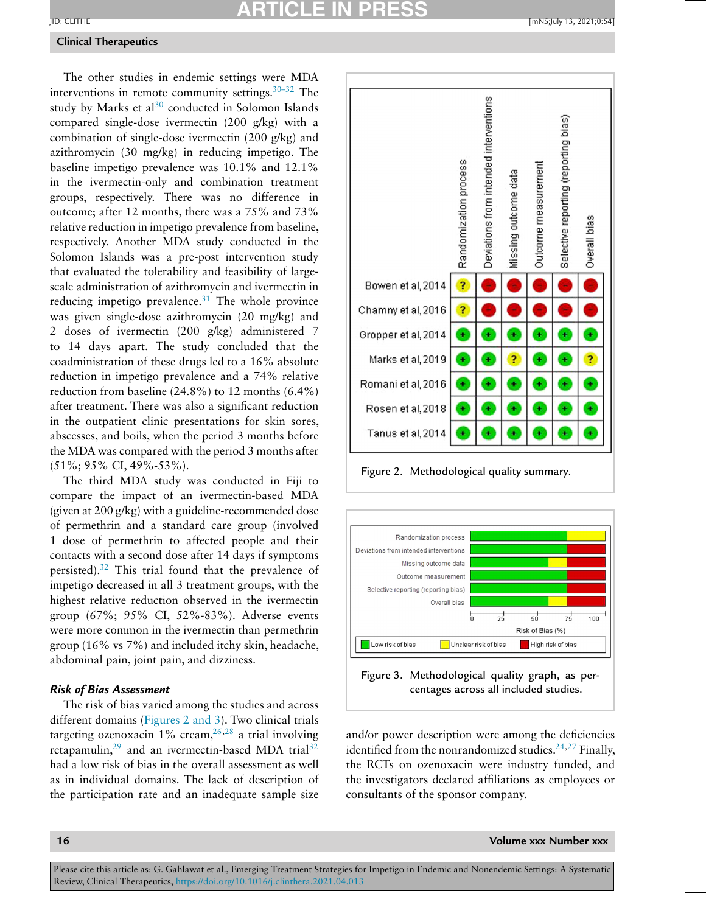The other studies in endemic settings were MDA interventions in remote community settings.[30–32] The study by Marks et al[30] conducted in Solomon Islands compared single-dose ivermectin (200 g/kg) with a combination of single-dose ivermectin (200 g/kg) and azithromycin (30 mg/kg) in reducing impetigo. The baseline impetigo prevalence was 10.1% and 12.1% in the ivermectin-only and combination treatment groups, respectively. There was no difference in outcome; after 12 months, there was a 75% and 73% relative reduction in impetigo prevalence from baseline, respectively. Another MDA study conducted in the Solomon Islands was a pre-post intervention study that evaluated the tolerability and feasibility of large-scale administration of azithromycin and ivermectin in reducing impetigo prevalence.[31] The whole province was given single-dose azithromycin (20 mg/kg) and 2 doses of ivermectin (200 g/kg) administered 7 to 14 days apart. The study concluded that the coadministration of these drugs led to a 16% absolute reduction in impetigo prevalence and a 74% relative reduction from baseline (24.8%) to 12 months (6.4%) after treatment. There was also a significant reduction in the outpatient clinic presentations for skin sores, abscesses, and boils, when the period 3 months before the MDA was compared with the period 3 months after (51%; 95% CI, 49%-53%).

The third MDA study was conducted in Fiji to compare the impact of an ivermectin-based MDA (given at 200 g/kg) with a guideline-recommended dose of permethrin and a standard care group (involved 1 dose of permethrin to affected people and their contacts with a second dose after 14 days if symptoms persisted).[32] This trial found that the prevalence of impetigo decreased in all 3 treatment groups, with the highest relative reduction observed in the ivermectin group (67%; 95% CI, 52%-83%). Adverse events were more common in the ivermectin than permethrin group (16% vs 7%) and included itchy skin, headache, abdominal pain, joint pain, and dizziness.

| | Randomization process | Deviations from intended interventions | Missing outcome data | Outcome measurement | Selective reporting (reporting bias) | Overall bias |
|---|---|---|---|---|---|---|
| Bowen et al, 2014 | ? | − | − | − | − | − |
| Chamny et al, 2016 | ? | − | − | − | − | − |
| Gropper et al, 2014 | + | + | + | + | + | + |
| Marks et al, 2019 | + | + | ? | + | + | ? |
| Romani et al, 2016 | + | + | + | + | + | + |
| Rosen et al, 2018 | + | + | + | + | + | + |
| Tanus et al, 2014 | + | + | + | + | + | + |

Figure 2. Methodological quality summary.

Figure 3. Methodological quality graph, as percentages across all included studies.

### Risk of Bias Assessment

The risk of bias varied among the studies and across different domains (Figures 2 and 3). Two clinical trials targeting ozenoxacin 1% cream,[26,28] a trial involving retapamulin,[29] and an ivermectin-based MDA trial[32] had a low risk of bias in the overall assessment as well as in individual domains. The lack of description of the participation rate and an inadequate sample size and/or power description were among the deficiencies identified from the nonrandomized studies.[24,27] Finally, the RCTs on ozenoxacin were industry funded, and the investigators declared affiliations as employees or consultants of the sponsor company.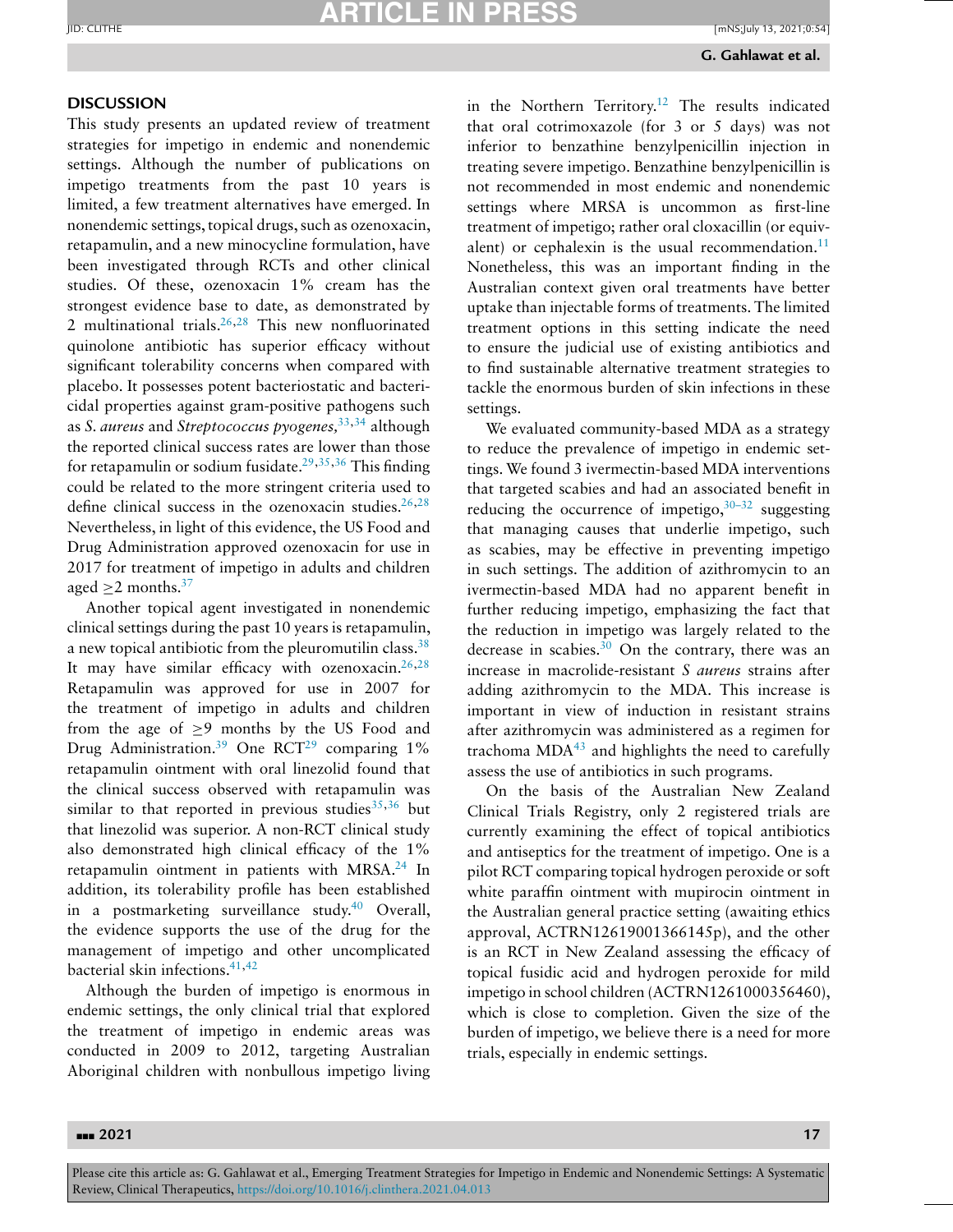## DISCUSSION

This study presents an updated review of treatment strategies for impetigo in endemic and nonendemic settings. Although the number of publications on impetigo treatments from the past 10 years is limited, a few treatment alternatives have emerged. In nonendemic settings, topical drugs, such as ozenoxacin, retapamulin, and a new minocycline formulation, have been investigated through RCTs and other clinical studies. Of these, ozenoxacin 1% cream has the strongest evidence base to date, as demonstrated by 2 multinational trials.[26,28] This new nonfluorinated quinolone antibiotic has superior efficacy without significant tolerability concerns when compared with placebo. It possesses potent bacteriostatic and bactericidal properties against gram-positive pathogens such as *S. aureus* and *Streptococcus pyogenes*,[33,34] although the reported clinical success rates are lower than those for retapamulin or sodium fusidate.[29,35,36] This finding could be related to the more stringent criteria used to define clinical success in the ozenoxacin studies.[26,28] Nevertheless, in light of this evidence, the US Food and Drug Administration approved ozenoxacin for use in 2017 for treatment of impetigo in adults and children aged ≥2 months.[37]

Another topical agent investigated in nonendemic clinical settings during the past 10 years is retapamulin, a new topical antibiotic from the pleuromutilin class.[38] It may have similar efficacy with ozenoxacin.[26,28] Retapamulin was approved for use in 2007 for the treatment of impetigo in adults and children from the age of ≥9 months by the US Food and Drug Administration.[39] One RCT[29] comparing 1% retapamulin ointment with oral linezolid found that the clinical success observed with retapamulin was similar to that reported in previous studies[35,36] but that linezolid was superior. A non-RCT clinical study also demonstrated high clinical efficacy of the 1% retapamulin ointment in patients with MRSA.[24] In addition, its tolerability profile has been established in a postmarketing surveillance study.[40] Overall, the evidence supports the use of the drug for the management of impetigo and other uncomplicated bacterial skin infections.[41,42]

Although the burden of impetigo is enormous in endemic settings, the only clinical trial that explored the treatment of impetigo in endemic areas was conducted in 2009 to 2012, targeting Australian Aboriginal children with nonbullous impetigo living in the Northern Territory.[12] The results indicated that oral cotrimoxazole (for 3 or 5 days) was not inferior to benzathine benzylpenicillin injection in treating severe impetigo. Benzathine benzylpenicillin is not recommended in most endemic and nonendemic settings where MRSA is uncommon as first-line treatment of impetigo; rather oral cloxacillin (or equivalent) or cephalexin is the usual recommendation.[11] Nonetheless, this was an important finding in the Australian context given oral treatments have better uptake than injectable forms of treatments. The limited treatment options in this setting indicate the need to ensure the judicial use of existing antibiotics and to find sustainable alternative treatment strategies to tackle the enormous burden of skin infections in these settings.

We evaluated community-based MDA as a strategy to reduce the prevalence of impetigo in endemic settings. We found 3 ivermectin-based MDA interventions that targeted scabies and had an associated benefit in reducing the occurrence of impetigo,[30–32] suggesting that managing causes that underlie impetigo, such as scabies, may be effective in preventing impetigo in such settings. The addition of azithromycin to an ivermectin-based MDA had no apparent benefit in further reducing impetigo, emphasizing the fact that the reduction in impetigo was largely related to the decrease in scabies.[30] On the contrary, there was an increase in macrolide-resistant *S aureus* strains after adding azithromycin to the MDA. This increase is important in view of induction in resistant strains after azithromycin was administered as a regimen for trachoma MDA[43] and highlights the need to carefully assess the use of antibiotics in such programs.

On the basis of the Australian New Zealand Clinical Trials Registry, only 2 registered trials are currently examining the effect of topical antibiotics and antiseptics for the treatment of impetigo. One is a pilot RCT comparing topical hydrogen peroxide or soft white paraffin ointment with mupirocin ointment in the Australian general practice setting (awaiting ethics approval, ACTRN12619001366145p), and the other is an RCT in New Zealand assessing the efficacy of topical fusidic acid and hydrogen peroxide for mild impetigo in school children (ACTRN1261000356460), which is close to completion. Given the size of the burden of impetigo, we believe there is a need for more trials, especially in endemic settings.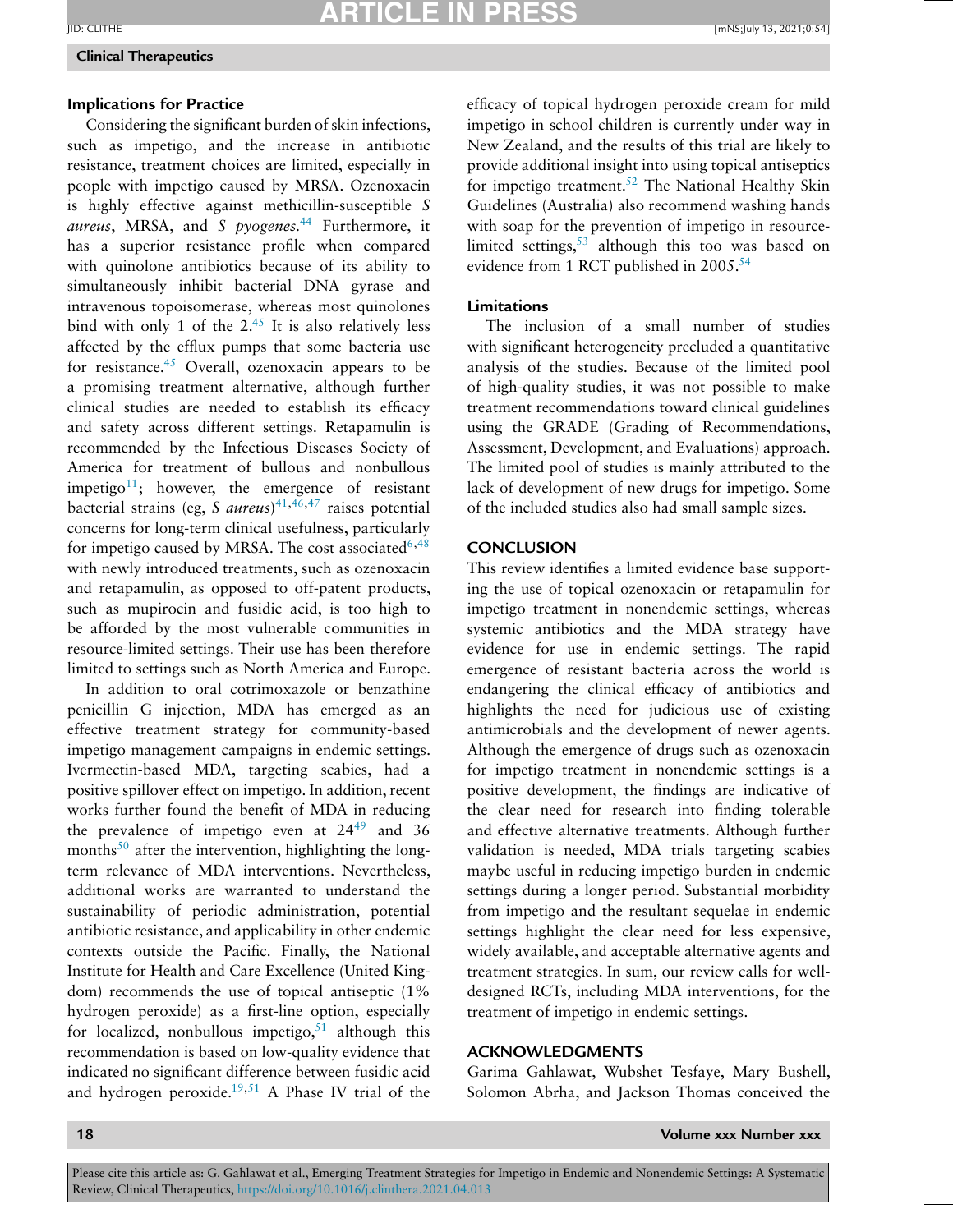### Implications for Practice

Considering the significant burden of skin infections, such as impetigo, and the increase in antibiotic resistance, treatment choices are limited, especially in people with impetigo caused by MRSA. Ozenoxacin is highly effective against methicillin-susceptible *S aureus*, MRSA, and *S pyogenes*.[44] Furthermore, it has a superior resistance profile when compared with quinolone antibiotics because of its ability to simultaneously inhibit bacterial DNA gyrase and intravenous topoisomerase, whereas most quinolones bind with only 1 of the 2.[45] It is also relatively less affected by the efflux pumps that some bacteria use for resistance.[45] Overall, ozenoxacin appears to be a promising treatment alternative, although further clinical studies are needed to establish its efficacy and safety across different settings. Retapamulin is recommended by the Infectious Diseases Society of America for treatment of bullous and nonbullous impetigo[11]; however, the emergence of resistant bacterial strains (eg, *S aureus*)[41,46,47] raises potential concerns for long-term clinical usefulness, particularly for impetigo caused by MRSA. The cost associated[6,48] with newly introduced treatments, such as ozenoxacin and retapamulin, as opposed to off-patent products, such as mupirocin and fusidic acid, is too high to be afforded by the most vulnerable communities in resource-limited settings. Their use has been therefore limited to settings such as North America and Europe.

In addition to oral cotrimoxazole or benzathine penicillin G injection, MDA has emerged as an effective treatment strategy for community-based impetigo management campaigns in endemic settings. Ivermectin-based MDA, targeting scabies, had a positive spillover effect on impetigo. In addition, recent works further found the benefit of MDA in reducing the prevalence of impetigo even at 24[49] and 36 months[50] after the intervention, highlighting the long-term relevance of MDA interventions. Nevertheless, additional works are warranted to understand the sustainability of periodic administration, potential antibiotic resistance, and applicability in other endemic contexts outside the Pacific. Finally, the National Institute for Health and Care Excellence (United Kingdom) recommends the use of topical antiseptic (1% hydrogen peroxide) as a first-line option, especially for localized, nonbullous impetigo,[51] although this recommendation is based on low-quality evidence that indicated no significant difference between fusidic acid and hydrogen peroxide.[19,51] A Phase IV trial of the efficacy of topical hydrogen peroxide cream for mild impetigo in school children is currently under way in New Zealand, and the results of this trial are likely to provide additional insight into using topical antiseptics for impetigo treatment.[52] The National Healthy Skin Guidelines (Australia) also recommend washing hands with soap for the prevention of impetigo in resource-limited settings,[53] although this too was based on evidence from 1 RCT published in 2005.[54]

### Limitations

The inclusion of a small number of studies with significant heterogeneity precluded a quantitative analysis of the studies. Because of the limited pool of high-quality studies, it was not possible to make treatment recommendations toward clinical guidelines using the GRADE (Grading of Recommendations, Assessment, Development, and Evaluations) approach. The limited pool of studies is mainly attributed to the lack of development of new drugs for impetigo. Some of the included studies also had small sample sizes.

## CONCLUSION

This review identifies a limited evidence base supporting the use of topical ozenoxacin or retapamulin for impetigo treatment in nonendemic settings, whereas systemic antibiotics and the MDA strategy have evidence for use in endemic settings. The rapid emergence of resistant bacteria across the world is endangering the clinical efficacy of antibiotics and highlights the need for judicious use of existing antimicrobials and the development of newer agents. Although the emergence of drugs such as ozenoxacin for impetigo treatment in nonendemic settings is a positive development, the findings are indicative of the clear need for research into finding tolerable and effective alternative treatments. Although further validation is needed, MDA trials targeting scabies maybe useful in reducing impetigo burden in endemic settings during a longer period. Substantial morbidity from impetigo and the resultant sequelae in endemic settings highlight the clear need for less expensive, widely available, and acceptable alternative agents and treatment strategies. In sum, our review calls for well-designed RCTs, including MDA interventions, for the treatment of impetigo in endemic settings.

## ACKNOWLEDGMENTS

Garima Gahlawat, Wubshet Tesfaye, Mary Bushell, Solomon Abrha, and Jackson Thomas conceived the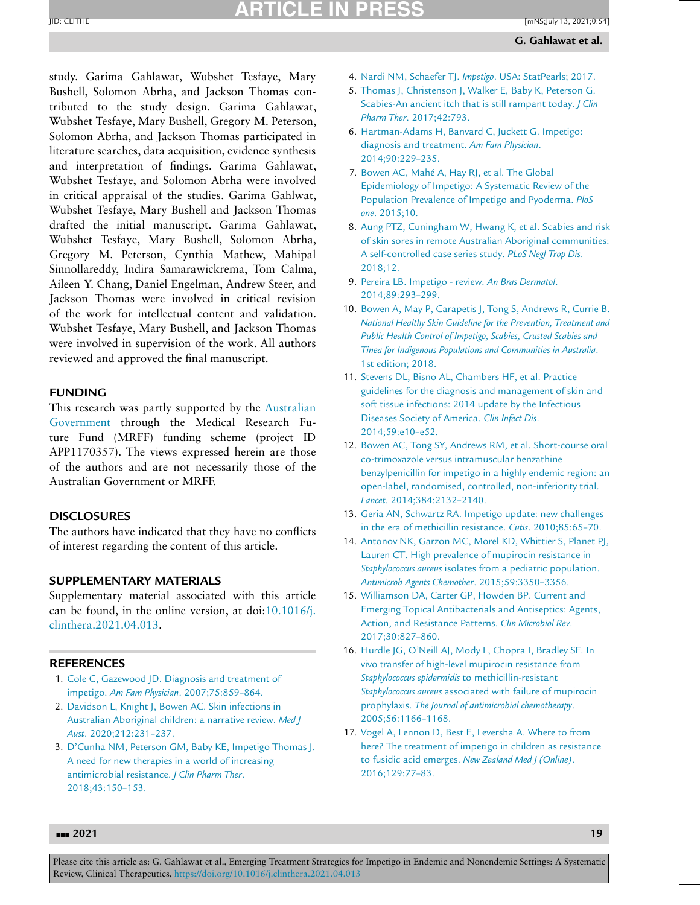study. Garima Gahlawat, Wubshet Tesfaye, Mary Bushell, Solomon Abrha, and Jackson Thomas contributed to the study design. Garima Gahlawat, Wubshet Tesfaye, Mary Bushell, Gregory M. Peterson, Solomon Abrha, and Jackson Thomas participated in literature searches, data acquisition, evidence synthesis and interpretation of findings. Garima Gahlawat, Wubshet Tesfaye, and Solomon Abrha were involved in critical appraisal of the studies. Garima Gahlwat, Wubshet Tesfaye, Mary Bushell and Jackson Thomas drafted the initial manuscript. Garima Gahlawat, Wubshet Tesfaye, Mary Bushell, Solomon Abrha, Gregory M. Peterson, Cynthia Mathew, Mahipal Sinnollareddy, Indira Samarawickrema, Tom Calma, Aileen Y. Chang, Daniel Engelman, Andrew Steer, and Jackson Thomas were involved in critical revision of the work for intellectual content and validation. Wubshet Tesfaye, Mary Bushell, and Jackson Thomas were involved in supervision of the work. All authors reviewed and approved the final manuscript.

## FUNDING

This research was partly supported by the Australian Government through the Medical Research Future Fund (MRFF) funding scheme (project ID APP1170357). The views expressed herein are those of the authors and are not necessarily those of the Australian Government or MRFF.

## DISCLOSURES

The authors have indicated that they have no conflicts of interest regarding the content of this article.

## SUPPLEMENTARY MATERIALS

Supplementary material associated with this article can be found, in the online version, at doi:10.1016/j.clinthera.2021.04.013.

## REFERENCES

1. Cole C, Gazewood JD. Diagnosis and treatment of impetigo. *Am Fam Physician*. 2007;75:859–864.
2. Davidson L, Knight J, Bowen AC. Skin infections in Australian Aboriginal children: a narrative review. *Med J Aust*. 2020;212:231–237.
3. D'Cunha NM, Peterson GM, Baby KE, Impetigo Thomas J. A need for new therapies in a world of increasing antimicrobial resistance. *J Clin Pharm Ther*. 2018;43:150–153.
4. Nardi NM, Schaefer TJ. *Impetigo*. USA: StatPearls; 2017.
5. Thomas J, Christenson J, Walker E, Baby K, Peterson G. Scabies-An ancient itch that is still rampant today. *J Clin Pharm Ther*. 2017;42:793.
6. Hartman-Adams H, Banvard C, Juckett G. Impetigo: diagnosis and treatment. *Am Fam Physician*. 2014;90:229–235.
7. Bowen AC, Mahé A, Hay RJ, et al. The Global Epidemiology of Impetigo: A Systematic Review of the Population Prevalence of Impetigo and Pyoderma. *PloS one*. 2015;10.
8. Aung PTZ, Cuningham W, Hwang K, et al. Scabies and risk of skin sores in remote Australian Aboriginal communities: A self-controlled case series study. *PLoS Negl Trop Dis*. 2018;12.
9. Pereira LB. Impetigo - review. *An Bras Dermatol*. 2014;89:293–299.
10. Bowen A, May P, Carapetis J, Tong S, Andrews R, Currie B. *National Healthy Skin Guideline for the Prevention, Treatment and Public Health Control of Impetigo, Scabies, Crusted Scabies and Tinea for Indigenous Populations and Communities in Australia*. 1st edition; 2018.
11. Stevens DL, Bisno AL, Chambers HF, et al. Practice guidelines for the diagnosis and management of skin and soft tissue infections: 2014 update by the Infectious Diseases Society of America. *Clin Infect Dis*. 2014;59:e10–e52.
12. Bowen AC, Tong SY, Andrews RM, et al. Short-course oral co-trimoxazole versus intramuscular benzathine benzylpenicillin for impetigo in a highly endemic region: an open-label, randomised, controlled, non-inferiority trial. *Lancet*. 2014;384:2132–2140.
13. Geria AN, Schwartz RA. Impetigo update: new challenges in the era of methicillin resistance. *Cutis*. 2010;85:65–70.
14. Antonov NK, Garzon MC, Morel KD, Whittier S, Planet PJ, Lauren CT. High prevalence of mupirocin resistance in *Staphylococcus aureus* isolates from a pediatric population. *Antimicrob Agents Chemother*. 2015;59:3350–3356.
15. Williamson DA, Carter GP, Howden BP. Current and Emerging Topical Antibacterials and Antiseptics: Agents, Action, and Resistance Patterns. *Clin Microbiol Rev*. 2017;30:827–860.
16. Hurdle JG, O'Neill AJ, Mody L, Chopra I, Bradley SF. In vivo transfer of high-level mupirocin resistance from *Staphylococcus epidermidis* to methicillin-resistant *Staphylococcus aureus* associated with failure of mupirocin prophylaxis. *The Journal of antimicrobial chemotherapy*. 2005;56:1166–1168.
17. Vogel A, Lennon D, Best E, Leversha A. Where to from here? The treatment of impetigo in children as resistance to fusidic acid emerges. *New Zealand Med J (Online)*. 2016;129:77–83.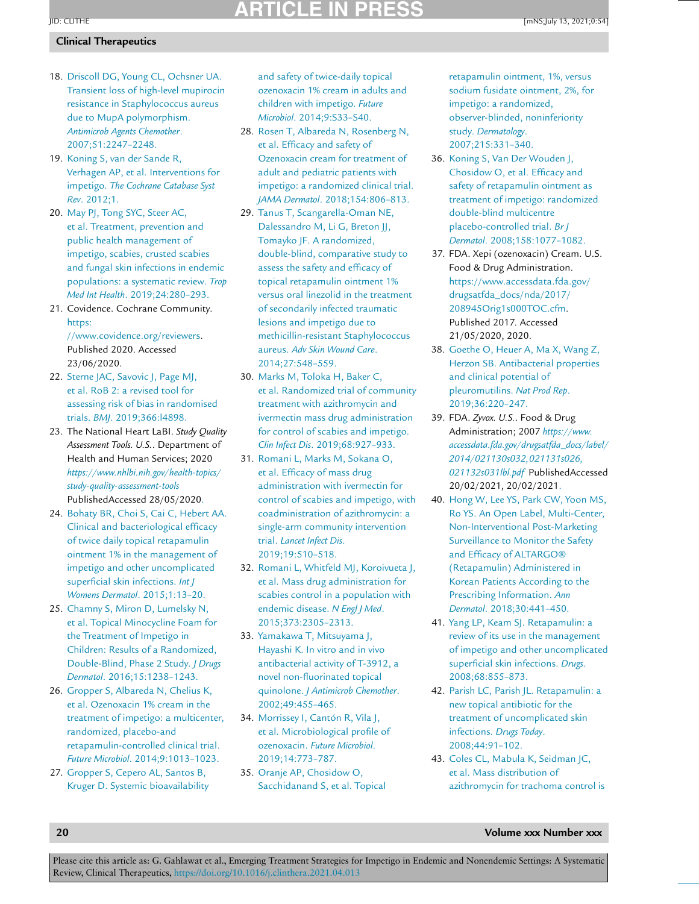18. Driscoll DG, Young CL, Ochsner UA. Transient loss of high-level mupirocin resistance in Staphylococcus aureus due to MupA polymorphism. *Antimicrob Agents Chemother*. 2007;51:2247–2248.
19. Koning S, van der Sande R, Verhagen AP, et al. Interventions for impetigo. *The Cochrane Catabase Syst Rev*. 2012;1.
20. May PJ, Tong SYC, Steer AC, et al. Treatment, prevention and public health management of impetigo, scabies, crusted scabies and fungal skin infections in endemic populations: a systematic review. *Trop Med Int Health*. 2019;24:280–293.
21. Covidence. Cochrane Community. https://www.covidence.org/reviewers. Published 2020. Accessed 23/06/2020.
22. Sterne JAC, Savovic J, Page MJ, et al. RoB 2: a revised tool for assessing risk of bias in randomised trials. *BMJ*. 2019;366:l4898.
23. The National Heart LaBI. *Study Quality Assessment Tools. U.S.*. Department of Health and Human Services; 2020 *https://www.nhlbi.nih.gov/health-topics/study-quality-assessment-tools* PublishedAccessed 28/05/2020.
24. Bohaty BR, Choi S, Cai C, Hebert AA. Clinical and bacteriological efficacy of twice daily topical retapamulin ointment 1% in the management of impetigo and other uncomplicated superficial skin infections. *Int J Womens Dermatol*. 2015;1:13–20.
25. Chamny S, Miron D, Lumelsky N, et al. Topical Minocycline Foam for the Treatment of Impetigo in Children: Results of a Randomized, Double-Blind, Phase 2 Study. *J Drugs Dermatol*. 2016;15:1238–1243.
26. Gropper S, Albareda N, Chelius K, et al. Ozenoxacin 1% cream in the treatment of impetigo: a multicenter, randomized, placebo-and retapamulin-controlled clinical trial. *Future Microbiol*. 2014;9:1013–1023.
27. Gropper S, Cepero AL, Santos B, Kruger D. Systemic bioavailability and safety of twice-daily topical ozenoxacin 1% cream in adults and children with impetigo. *Future Microbiol*. 2014;9:S33–S40.
28. Rosen T, Albareda N, Rosenberg N, et al. Efficacy and safety of Ozenoxacin cream for treatment of adult and pediatric patients with impetigo: a randomized clinical trial. *JAMA Dermatol*. 2018;154:806–813.
29. Tanus T, Scangarella-Oman NE, Dalessandro M, Li G, Breton JJ, Tomayko JF. A randomized, double-blind, comparative study to assess the safety and efficacy of topical retapamulin ointment 1% versus oral linezolid in the treatment of secondarily infected traumatic lesions and impetigo due to methicillin-resistant Staphylococcus aureus. *Adv Skin Wound Care*. 2014;27:548–559.
30. Marks M, Toloka H, Baker C, et al. Randomized trial of community treatment with azithromycin and ivermectin mass drug administration for control of scabies and impetigo. *Clin Infect Dis*. 2019;68:927–933.
31. Romani L, Marks M, Sokana O, et al. Efficacy of mass drug administration with ivermectin for control of scabies and impetigo, with coadministration of azithromycin: a single-arm community intervention trial. *Lancet Infect Dis*. 2019;19:510–518.
32. Romani L, Whitfeld MJ, Koroivueta J, et al. Mass drug administration for scabies control in a population with endemic disease. *N Engl J Med*. 2015;373:2305–2313.
33. Yamakawa T, Mitsuyama J, Hayashi K. In vitro and in vivo antibacterial activity of T-3912, a novel non-fluorinated topical quinolone. *J Antimicrob Chemother*. 2002;49:455–465.
34. Morrissey I, Cantón R, Vila J, et al. Microbiological profile of ozenoxacin. *Future Microbiol*. 2019;14:773–787.
35. Oranje AP, Chosidow O, Sacchidanand S, et al. Topical retapamulin ointment, 1%, versus sodium fusidate ointment, 2%, for impetigo: a randomized, observer-blinded, noninferiority study. *Dermatology*. 2007;215:331–340.
36. Koning S, Van Der Wouden J, Chosidow O, et al. Efficacy and safety of retapamulin ointment as treatment of impetigo: randomized double-blind multicentre placebo-controlled trial. *Br J Dermatol*. 2008;158:1077–1082.
37. FDA. Xepi (ozenoxacin) Cream. U.S. Food & Drug Administration. https://www.accessdata.fda.gov/drugsatfda_docs/nda/2017/208945Orig1s000TOC.cfm. Published 2017. Accessed 21/05/2020, 2020.
38. Goethe O, Heuer A, Ma X, Wang Z, Herzon SB. Antibacterial properties and clinical potential of pleuromutilins. *Nat Prod Rep*. 2019;36:220–247.
39. FDA. *Zyvox. U.S.*. Food & Drug Administration; 2007 *https://www.accessdata.fda.gov/drugsatfda_docs/label/2014/021130s032,021131s026,021132s031lbl.pdf* PublishedAccessed 20/02/2021, 20/02/2021.
40. Hong W, Lee YS, Park CW, Yoon MS, Ro YS. An Open Label, Multi-Center, Non-Interventional Post-Marketing Surveillance to Monitor the Safety and Efficacy of ALTARGO® (Retapamulin) Administered in Korean Patients According to the Prescribing Information. *Ann Dermatol*. 2018;30:441–450.
41. Yang LP, Keam SJ. Retapamulin: a review of its use in the management of impetigo and other uncomplicated superficial skin infections. *Drugs*. 2008;68:855–873.
42. Parish LC, Parish JL. Retapamulin: a new topical antibiotic for the treatment of uncomplicated skin infections. *Drugs Today*. 2008;44:91–102.
43. Coles CL, Mabula K, Seidman JC, et al. Mass distribution of azithromycin for trachoma control is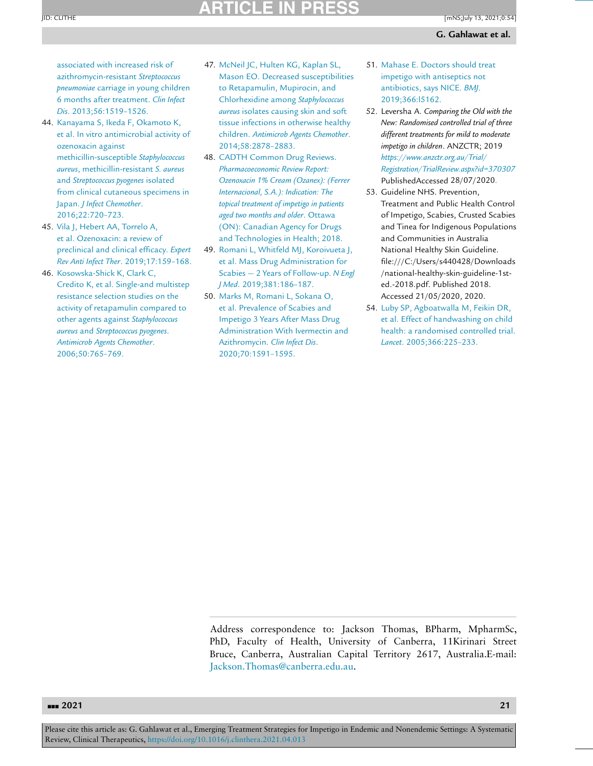associated with increased risk of azithromycin-resistant *Streptococcus pneumoniae* carriage in young children 6 months after treatment. *Clin Infect Dis*. 2013;56:1519–1526.

44. Kanayama S, Ikeda F, Okamoto K, et al. In vitro antimicrobial activity of ozenoxacin against methicillin-susceptible *Staphylococcus aureus*, methicillin-resistant *S. aureus* and *Streptococcus pyogenes* isolated from clinical cutaneous specimens in Japan. *J Infect Chemother*. 2016;22:720–723.
45. Vila J, Hebert AA, Torrelo A, et al. Ozenoxacin: a review of preclinical and clinical efficacy. *Expert Rev Anti Infect Ther*. 2019;17:159–168.
46. Kosowska-Shick K, Clark C, Credito K, et al. Single-and multistep resistance selection studies on the activity of retapamulin compared to other agents against *Staphylococcus aureus* and *Streptococcus pyogenes*. *Antimicrob Agents Chemother*. 2006;50:765–769.
47. McNeil JC, Hulten KG, Kaplan SL, Mason EO. Decreased susceptibilities to Retapamulin, Mupirocin, and Chlorhexidine among *Staphylococcus aureus* isolates causing skin and soft tissue infections in otherwise healthy children. *Antimicrob Agents Chemother*. 2014;58:2878–2883.
48. CADTH Common Drug Reviews. *Pharmacoeconomic Review Report: Ozenoxacin 1% Cream (Ozanex): (Ferrer Internacional, S.A.): Indication: The topical treatment of impetigo in patients aged two months and older*. Ottawa (ON): Canadian Agency for Drugs and Technologies in Health; 2018.
49. Romani L, Whitfeld MJ, Koroivueta J, et al. Mass Drug Administration for Scabies — 2 Years of Follow-up. *N Engl J Med*. 2019;381:186–187.
50. Marks M, Romani L, Sokana O, et al. Prevalence of Scabies and Impetigo 3 Years After Mass Drug Administration With Ivermectin and Azithromycin. *Clin Infect Dis*. 2020;70:1591–1595.
51. Mahase E. Doctors should treat impetigo with antiseptics not antibiotics, says NICE. *BMJ*. 2019;366:l5162.
52. Leversha A. *Comparing the Old with the New: Randomised controlled trial of three different treatments for mild to moderate impetigo in children*. ANZCTR; 2019 *https://www.anzctr.org.au/Trial/Registration/TrialReview.aspx?id=370307* PublishedAccessed 28/07/2020.
53. Guideline NHS. Prevention, Treatment and Public Health Control of Impetigo, Scabies, Crusted Scabies and Tinea for Indigenous Populations and Communities in Australia National Healthy Skin Guideline. file:///C:/Users/s440428/Downloads/national-healthy-skin-guideline-1st-ed.-2018.pdf. Published 2018. Accessed 21/05/2020, 2020.
54. Luby SP, Agboatwalla M, Feikin DR, et al. Effect of handwashing on child health: a randomised controlled trial. *Lancet*. 2005;366:225–233.

Address correspondence to: Jackson Thomas, BPharm, MpharmSc, PhD, Faculty of Health, University of Canberra, 11Kirinari Street Bruce, Canberra, Australian Capital Territory 2617, Australia.E-mail: Jackson.Thomas@canberra.edu.au.

Please cite this article as: G. Gahlawat et al., Emerging Treatment Strategies for Impetigo in Endemic and Nonendemic Settings: A Systematic Review, Clinical Therapeutics, https://doi.org/10.1016/j.clinthera.2021.04.013